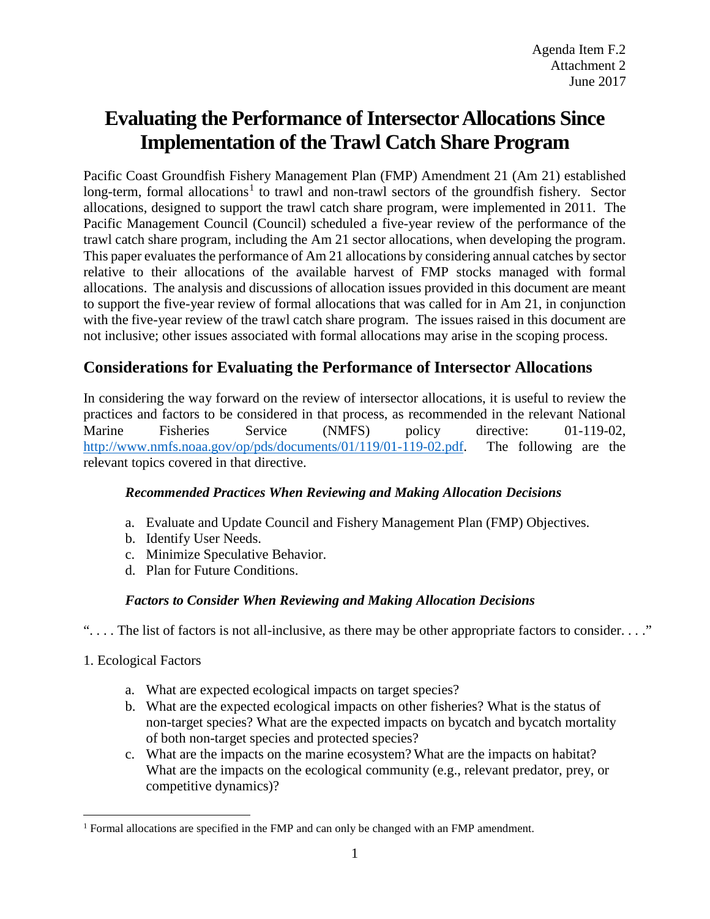Agenda Item F.2
Attachment 2
June 2017

# Evaluating the Performance of Intersector Allocations Since Implementation of the Trawl Catch Share Program

Pacific Coast Groundfish Fishery Management Plan (FMP) Amendment 21 (Am 21) established long-term, formal allocations[1] to trawl and non-trawl sectors of the groundfish fishery. Sector allocations, designed to support the trawl catch share program, were implemented in 2011. The Pacific Management Council (Council) scheduled a five-year review of the performance of the trawl catch share program, including the Am 21 sector allocations, when developing the program. This paper evaluates the performance of Am 21 allocations by considering annual catches by sector relative to their allocations of the available harvest of FMP stocks managed with formal allocations. The analysis and discussions of allocation issues provided in this document are meant to support the five-year review of formal allocations that was called for in Am 21, in conjunction with the five-year review of the trawl catch share program. The issues raised in this document are not inclusive; other issues associated with formal allocations may arise in the scoping process.

## Considerations for Evaluating the Performance of Intersector Allocations

In considering the way forward on the review of intersector allocations, it is useful to review the practices and factors to be considered in that process, as recommended in the relevant National Marine Fisheries Service (NMFS) policy directive: 01-119-02, http://www.nmfs.noaa.gov/op/pds/documents/01/119/01-119-02.pdf. The following are the relevant topics covered in that directive.

### *Recommended Practices When Reviewing and Making Allocation Decisions*

a. Evaluate and Update Council and Fishery Management Plan (FMP) Objectives.
b. Identify User Needs.
c. Minimize Speculative Behavior.
d. Plan for Future Conditions.

### *Factors to Consider When Reviewing and Making Allocation Decisions*

". . . . The list of factors is not all-inclusive, as there may be other appropriate factors to consider. . . ."

1. Ecological Factors

a. What are expected ecological impacts on target species?
b. What are the expected ecological impacts on other fisheries? What is the status of non-target species? What are the expected impacts on bycatch and bycatch mortality of both non-target species and protected species?
c. What are the impacts on the marine ecosystem? What are the impacts on habitat? What are the impacts on the ecological community (e.g., relevant predator, prey, or competitive dynamics)?

[1] Formal allocations are specified in the FMP and can only be changed with an FMP amendment.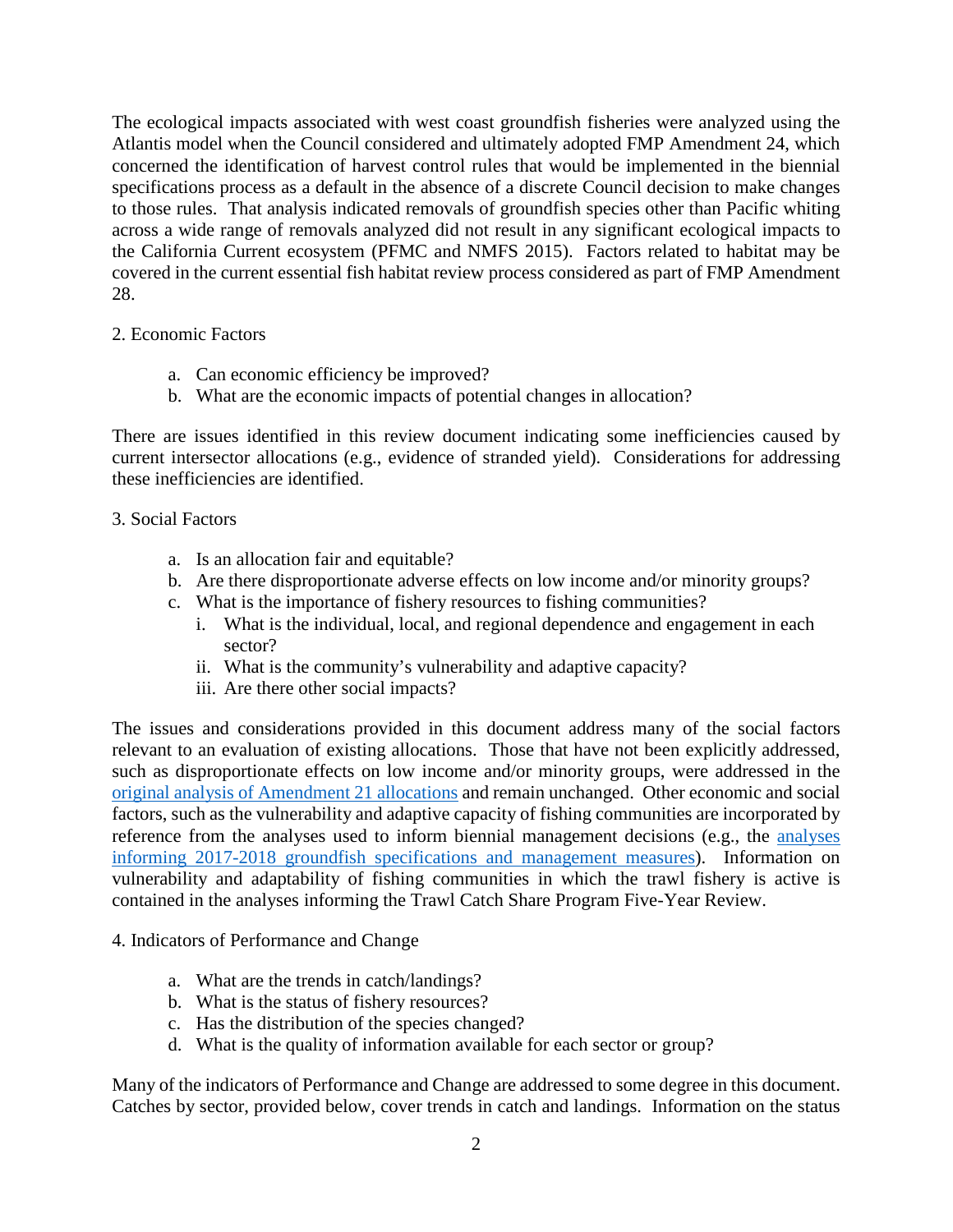The ecological impacts associated with west coast groundfish fisheries were analyzed using the Atlantis model when the Council considered and ultimately adopted FMP Amendment 24, which concerned the identification of harvest control rules that would be implemented in the biennial specifications process as a default in the absence of a discrete Council decision to make changes to those rules. That analysis indicated removals of groundfish species other than Pacific whiting across a wide range of removals analyzed did not result in any significant ecological impacts to the California Current ecosystem (PFMC and NMFS 2015). Factors related to habitat may be covered in the current essential fish habitat review process considered as part of FMP Amendment 28.

2. Economic Factors

a. Can economic efficiency be improved?
b. What are the economic impacts of potential changes in allocation?

There are issues identified in this review document indicating some inefficiencies caused by current intersector allocations (e.g., evidence of stranded yield). Considerations for addressing these inefficiencies are identified.

3. Social Factors

a. Is an allocation fair and equitable?
b. Are there disproportionate adverse effects on low income and/or minority groups?
c. What is the importance of fishery resources to fishing communities?
   i. What is the individual, local, and regional dependence and engagement in each sector?
   ii. What is the community's vulnerability and adaptive capacity?
   iii. Are there other social impacts?

The issues and considerations provided in this document address many of the social factors relevant to an evaluation of existing allocations. Those that have not been explicitly addressed, such as disproportionate effects on low income and/or minority groups, were addressed in the original analysis of Amendment 21 allocations and remain unchanged. Other economic and social factors, such as the vulnerability and adaptive capacity of fishing communities are incorporated by reference from the analyses used to inform biennial management decisions (e.g., the analyses informing 2017-2018 groundfish specifications and management measures). Information on vulnerability and adaptability of fishing communities in which the trawl fishery is active is contained in the analyses informing the Trawl Catch Share Program Five-Year Review.

4. Indicators of Performance and Change

a. What are the trends in catch/landings?
b. What is the status of fishery resources?
c. Has the distribution of the species changed?
d. What is the quality of information available for each sector or group?

Many of the indicators of Performance and Change are addressed to some degree in this document. Catches by sector, provided below, cover trends in catch and landings. Information on the status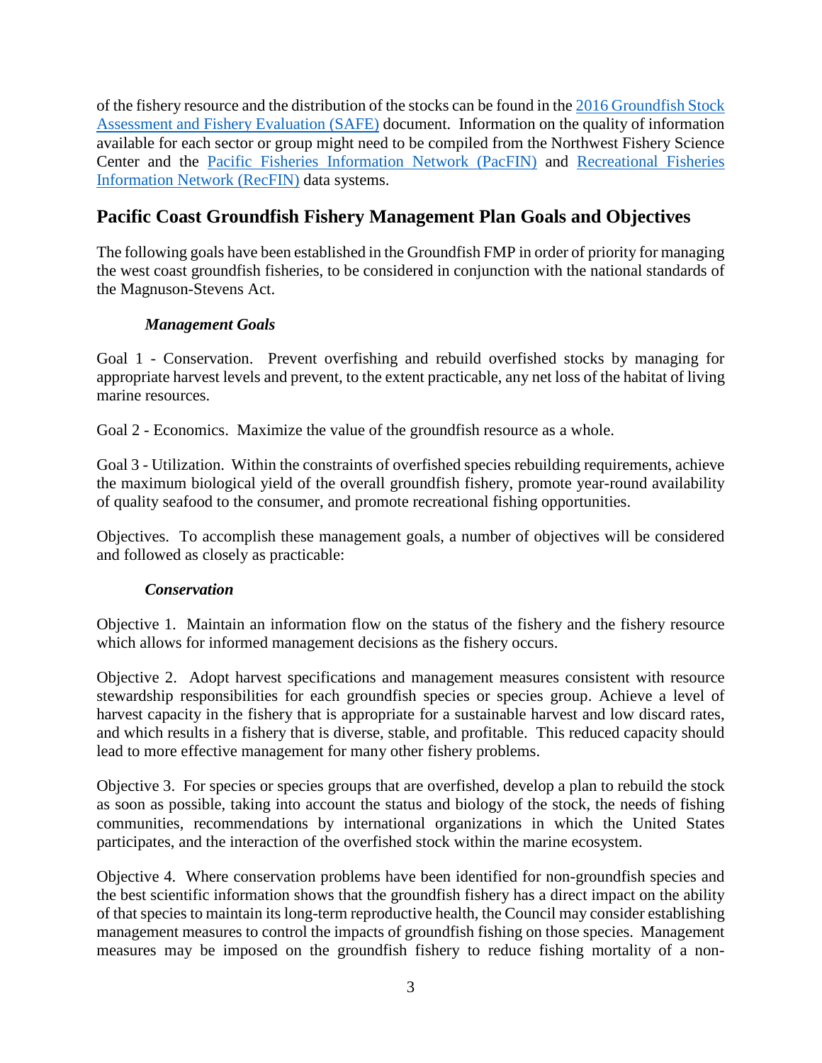of the fishery resource and the distribution of the stocks can be found in the [2016 Groundfish Stock Assessment and Fishery Evaluation (SAFE)]() document. Information on the quality of information available for each sector or group might need to be compiled from the Northwest Fishery Science Center and the [Pacific Fisheries Information Network (PacFIN)]() and [Recreational Fisheries Information Network (RecFIN)]() data systems.

## Pacific Coast Groundfish Fishery Management Plan Goals and Objectives

The following goals have been established in the Groundfish FMP in order of priority for managing the west coast groundfish fisheries, to be considered in conjunction with the national standards of the Magnuson-Stevens Act.

### *Management Goals*

Goal 1 - Conservation. Prevent overfishing and rebuild overfished stocks by managing for appropriate harvest levels and prevent, to the extent practicable, any net loss of the habitat of living marine resources.

Goal 2 - Economics. Maximize the value of the groundfish resource as a whole.

Goal 3 - Utilization. Within the constraints of overfished species rebuilding requirements, achieve the maximum biological yield of the overall groundfish fishery, promote year-round availability of quality seafood to the consumer, and promote recreational fishing opportunities.

Objectives. To accomplish these management goals, a number of objectives will be considered and followed as closely as practicable:

### *Conservation*

Objective 1. Maintain an information flow on the status of the fishery and the fishery resource which allows for informed management decisions as the fishery occurs.

Objective 2. Adopt harvest specifications and management measures consistent with resource stewardship responsibilities for each groundfish species or species group. Achieve a level of harvest capacity in the fishery that is appropriate for a sustainable harvest and low discard rates, and which results in a fishery that is diverse, stable, and profitable. This reduced capacity should lead to more effective management for many other fishery problems.

Objective 3. For species or species groups that are overfished, develop a plan to rebuild the stock as soon as possible, taking into account the status and biology of the stock, the needs of fishing communities, recommendations by international organizations in which the United States participates, and the interaction of the overfished stock within the marine ecosystem.

Objective 4. Where conservation problems have been identified for non-groundfish species and the best scientific information shows that the groundfish fishery has a direct impact on the ability of that species to maintain its long-term reproductive health, the Council may consider establishing management measures to control the impacts of groundfish fishing on those species. Management measures may be imposed on the groundfish fishery to reduce fishing mortality of a non-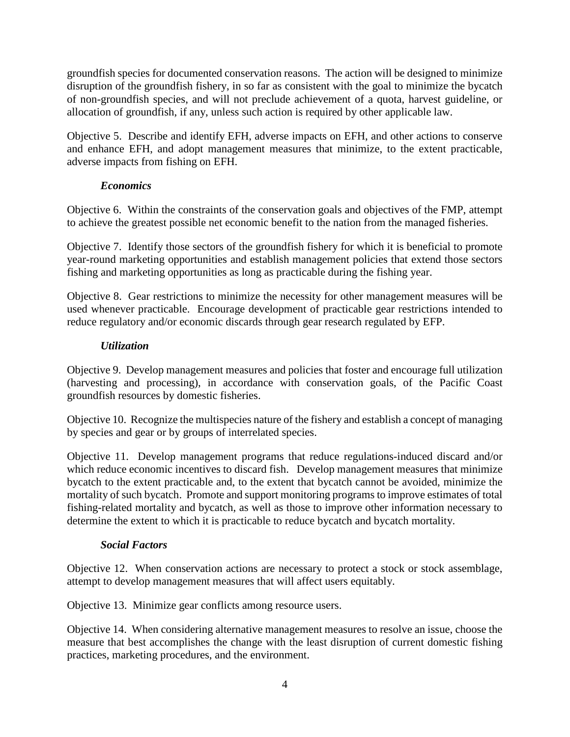groundfish species for documented conservation reasons. The action will be designed to minimize disruption of the groundfish fishery, in so far as consistent with the goal to minimize the bycatch of non-groundfish species, and will not preclude achievement of a quota, harvest guideline, or allocation of groundfish, if any, unless such action is required by other applicable law.

Objective 5. Describe and identify EFH, adverse impacts on EFH, and other actions to conserve and enhance EFH, and adopt management measures that minimize, to the extent practicable, adverse impacts from fishing on EFH.

***Economics***

Objective 6. Within the constraints of the conservation goals and objectives of the FMP, attempt to achieve the greatest possible net economic benefit to the nation from the managed fisheries.

Objective 7. Identify those sectors of the groundfish fishery for which it is beneficial to promote year-round marketing opportunities and establish management policies that extend those sectors fishing and marketing opportunities as long as practicable during the fishing year.

Objective 8. Gear restrictions to minimize the necessity for other management measures will be used whenever practicable. Encourage development of practicable gear restrictions intended to reduce regulatory and/or economic discards through gear research regulated by EFP.

***Utilization***

Objective 9. Develop management measures and policies that foster and encourage full utilization (harvesting and processing), in accordance with conservation goals, of the Pacific Coast groundfish resources by domestic fisheries.

Objective 10. Recognize the multispecies nature of the fishery and establish a concept of managing by species and gear or by groups of interrelated species.

Objective 11. Develop management programs that reduce regulations-induced discard and/or which reduce economic incentives to discard fish. Develop management measures that minimize bycatch to the extent practicable and, to the extent that bycatch cannot be avoided, minimize the mortality of such bycatch. Promote and support monitoring programs to improve estimates of total fishing-related mortality and bycatch, as well as those to improve other information necessary to determine the extent to which it is practicable to reduce bycatch and bycatch mortality.

***Social Factors***

Objective 12. When conservation actions are necessary to protect a stock or stock assemblage, attempt to develop management measures that will affect users equitably.

Objective 13. Minimize gear conflicts among resource users.

Objective 14. When considering alternative management measures to resolve an issue, choose the measure that best accomplishes the change with the least disruption of current domestic fishing practices, marketing procedures, and the environment.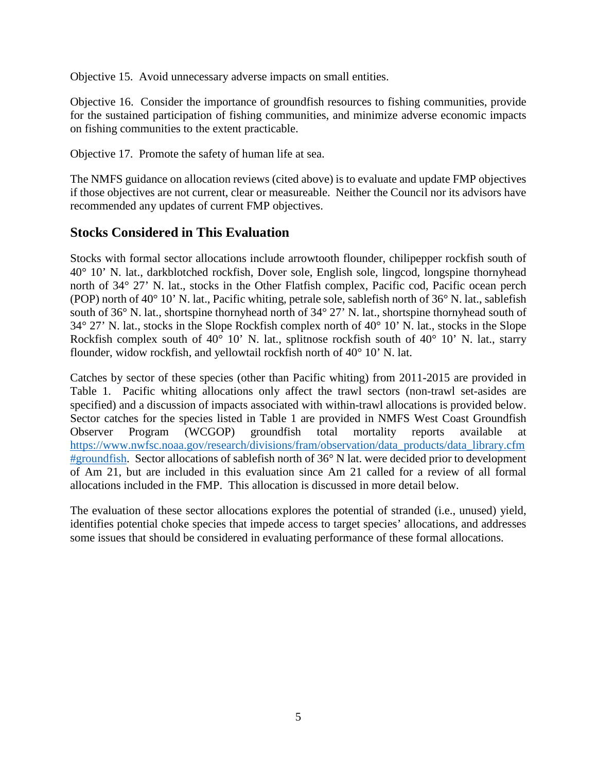Objective 15. Avoid unnecessary adverse impacts on small entities.

Objective 16. Consider the importance of groundfish resources to fishing communities, provide for the sustained participation of fishing communities, and minimize adverse economic impacts on fishing communities to the extent practicable.

Objective 17. Promote the safety of human life at sea.

The NMFS guidance on allocation reviews (cited above) is to evaluate and update FMP objectives if those objectives are not current, clear or measureable. Neither the Council nor its advisors have recommended any updates of current FMP objectives.

## Stocks Considered in This Evaluation

Stocks with formal sector allocations include arrowtooth flounder, chilipepper rockfish south of 40° 10' N. lat., darkblotched rockfish, Dover sole, English sole, lingcod, longspine thornyhead north of 34° 27' N. lat., stocks in the Other Flatfish complex, Pacific cod, Pacific ocean perch (POP) north of 40° 10' N. lat., Pacific whiting, petrale sole, sablefish north of 36° N. lat., sablefish south of 36° N. lat., shortspine thornyhead north of 34° 27' N. lat., shortspine thornyhead south of 34° 27' N. lat., stocks in the Slope Rockfish complex north of 40° 10' N. lat., stocks in the Slope Rockfish complex south of 40° 10' N. lat., splitnose rockfish south of 40° 10' N. lat., starry flounder, widow rockfish, and yellowtail rockfish north of 40° 10' N. lat.

Catches by sector of these species (other than Pacific whiting) from 2011-2015 are provided in Table 1. Pacific whiting allocations only affect the trawl sectors (non-trawl set-asides are specified) and a discussion of impacts associated with within-trawl allocations is provided below. Sector catches for the species listed in Table 1 are provided in NMFS West Coast Groundfish Observer Program (WCGOP) groundfish total mortality reports available at https://www.nwfsc.noaa.gov/research/divisions/fram/observation/data_products/data_library.cfm#groundfish. Sector allocations of sablefish north of 36° N lat. were decided prior to development of Am 21, but are included in this evaluation since Am 21 called for a review of all formal allocations included in the FMP. This allocation is discussed in more detail below.

The evaluation of these sector allocations explores the potential of stranded (i.e., unused) yield, identifies potential choke species that impede access to target species' allocations, and addresses some issues that should be considered in evaluating performance of these formal allocations.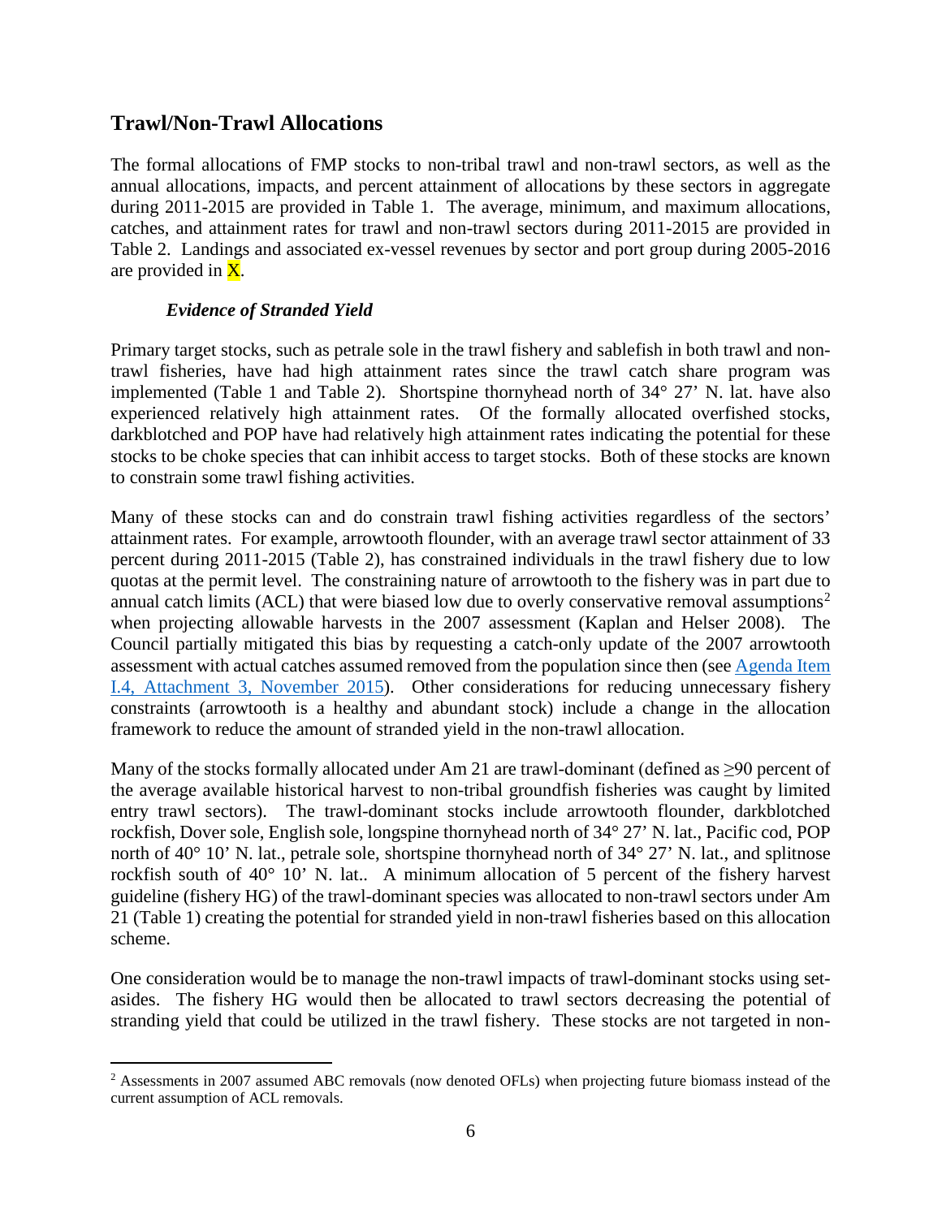## Trawl/Non-Trawl Allocations

The formal allocations of FMP stocks to non-tribal trawl and non-trawl sectors, as well as the annual allocations, impacts, and percent attainment of allocations by these sectors in aggregate during 2011-2015 are provided in Table 1. The average, minimum, and maximum allocations, catches, and attainment rates for trawl and non-trawl sectors during 2011-2015 are provided in Table 2. Landings and associated ex-vessel revenues by sector and port group during 2005-2016 are provided in X.

### *Evidence of Stranded Yield*

Primary target stocks, such as petrale sole in the trawl fishery and sablefish in both trawl and non-trawl fisheries, have had high attainment rates since the trawl catch share program was implemented (Table 1 and Table 2). Shortspine thornyhead north of 34° 27' N. lat. have also experienced relatively high attainment rates. Of the formally allocated overfished stocks, darkblotched and POP have had relatively high attainment rates indicating the potential for these stocks to be choke species that can inhibit access to target stocks. Both of these stocks are known to constrain some trawl fishing activities.

Many of these stocks can and do constrain trawl fishing activities regardless of the sectors' attainment rates. For example, arrowtooth flounder, with an average trawl sector attainment of 33 percent during 2011-2015 (Table 2), has constrained individuals in the trawl fishery due to low quotas at the permit level. The constraining nature of arrowtooth to the fishery was in part due to annual catch limits (ACL) that were biased low due to overly conservative removal assumptions[2] when projecting allowable harvests in the 2007 assessment (Kaplan and Helser 2008). The Council partially mitigated this bias by requesting a catch-only update of the 2007 arrowtooth assessment with actual catches assumed removed from the population since then (see Agenda Item I.4, Attachment 3, November 2015). Other considerations for reducing unnecessary fishery constraints (arrowtooth is a healthy and abundant stock) include a change in the allocation framework to reduce the amount of stranded yield in the non-trawl allocation.

Many of the stocks formally allocated under Am 21 are trawl-dominant (defined as ≥90 percent of the average available historical harvest to non-tribal groundfish fisheries was caught by limited entry trawl sectors). The trawl-dominant stocks include arrowtooth flounder, darkblotched rockfish, Dover sole, English sole, longspine thornyhead north of 34° 27' N. lat., Pacific cod, POP north of 40° 10' N. lat., petrale sole, shortspine thornyhead north of 34° 27' N. lat., and splitnose rockfish south of 40° 10' N. lat.. A minimum allocation of 5 percent of the fishery harvest guideline (fishery HG) of the trawl-dominant species was allocated to non-trawl sectors under Am 21 (Table 1) creating the potential for stranded yield in non-trawl fisheries based on this allocation scheme.

One consideration would be to manage the non-trawl impacts of trawl-dominant stocks using set-asides. The fishery HG would then be allocated to trawl sectors decreasing the potential of stranding yield that could be utilized in the trawl fishery. These stocks are not targeted in non-

[2] Assessments in 2007 assumed ABC removals (now denoted OFLs) when projecting future biomass instead of the current assumption of ACL removals.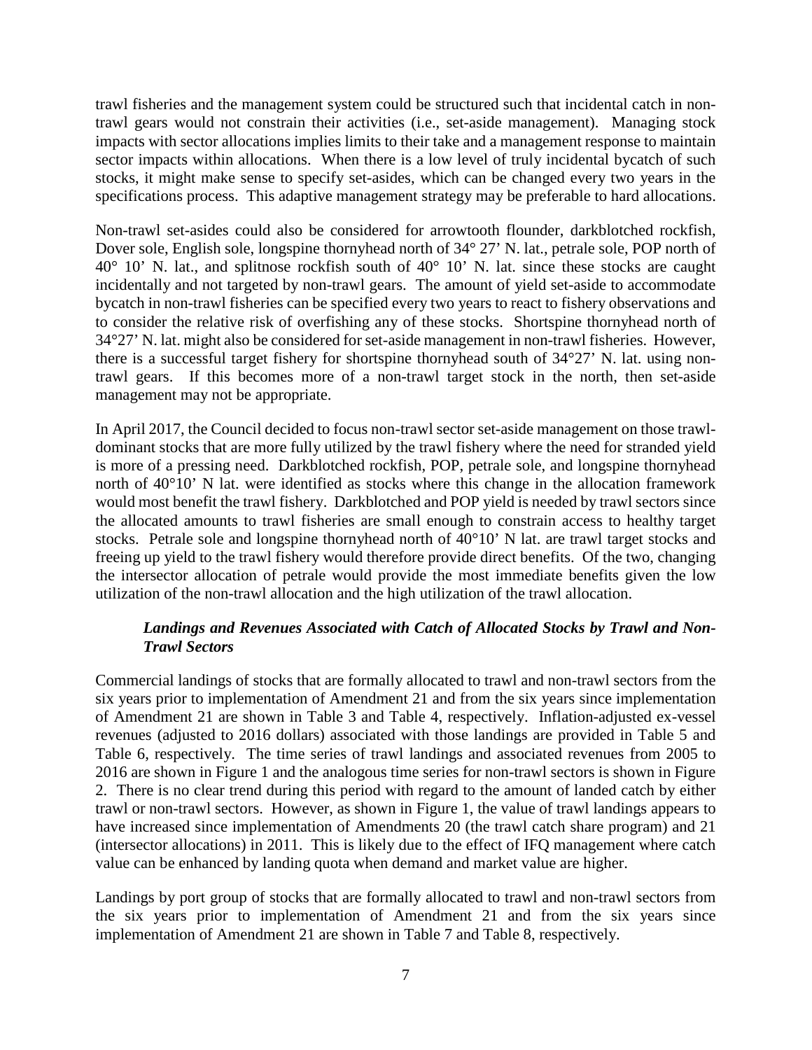trawl fisheries and the management system could be structured such that incidental catch in non-trawl gears would not constrain their activities (i.e., set-aside management). Managing stock impacts with sector allocations implies limits to their take and a management response to maintain sector impacts within allocations. When there is a low level of truly incidental bycatch of such stocks, it might make sense to specify set-asides, which can be changed every two years in the specifications process. This adaptive management strategy may be preferable to hard allocations.

Non-trawl set-asides could also be considered for arrowtooth flounder, darkblotched rockfish, Dover sole, English sole, longspine thornyhead north of 34° 27' N. lat., petrale sole, POP north of 40° 10' N. lat., and splitnose rockfish south of 40° 10' N. lat. since these stocks are caught incidentally and not targeted by non-trawl gears. The amount of yield set-aside to accommodate bycatch in non-trawl fisheries can be specified every two years to react to fishery observations and to consider the relative risk of overfishing any of these stocks. Shortspine thornyhead north of 34°27' N. lat. might also be considered for set-aside management in non-trawl fisheries. However, there is a successful target fishery for shortspine thornyhead south of 34°27' N. lat. using non-trawl gears. If this becomes more of a non-trawl target stock in the north, then set-aside management may not be appropriate.

In April 2017, the Council decided to focus non-trawl sector set-aside management on those trawl-dominant stocks that are more fully utilized by the trawl fishery where the need for stranded yield is more of a pressing need. Darkblotched rockfish, POP, petrale sole, and longspine thornyhead north of 40°10' N lat. were identified as stocks where this change in the allocation framework would most benefit the trawl fishery. Darkblotched and POP yield is needed by trawl sectors since the allocated amounts to trawl fisheries are small enough to constrain access to healthy target stocks. Petrale sole and longspine thornyhead north of 40°10' N lat. are trawl target stocks and freeing up yield to the trawl fishery would therefore provide direct benefits. Of the two, changing the intersector allocation of petrale would provide the most immediate benefits given the low utilization of the non-trawl allocation and the high utilization of the trawl allocation.

### *Landings and Revenues Associated with Catch of Allocated Stocks by Trawl and Non-Trawl Sectors*

Commercial landings of stocks that are formally allocated to trawl and non-trawl sectors from the six years prior to implementation of Amendment 21 and from the six years since implementation of Amendment 21 are shown in Table 3 and Table 4, respectively. Inflation-adjusted ex-vessel revenues (adjusted to 2016 dollars) associated with those landings are provided in Table 5 and Table 6, respectively. The time series of trawl landings and associated revenues from 2005 to 2016 are shown in Figure 1 and the analogous time series for non-trawl sectors is shown in Figure 2. There is no clear trend during this period with regard to the amount of landed catch by either trawl or non-trawl sectors. However, as shown in Figure 1, the value of trawl landings appears to have increased since implementation of Amendments 20 (the trawl catch share program) and 21 (intersector allocations) in 2011. This is likely due to the effect of IFQ management where catch value can be enhanced by landing quota when demand and market value are higher.

Landings by port group of stocks that are formally allocated to trawl and non-trawl sectors from the six years prior to implementation of Amendment 21 and from the six years since implementation of Amendment 21 are shown in Table 7 and Table 8, respectively.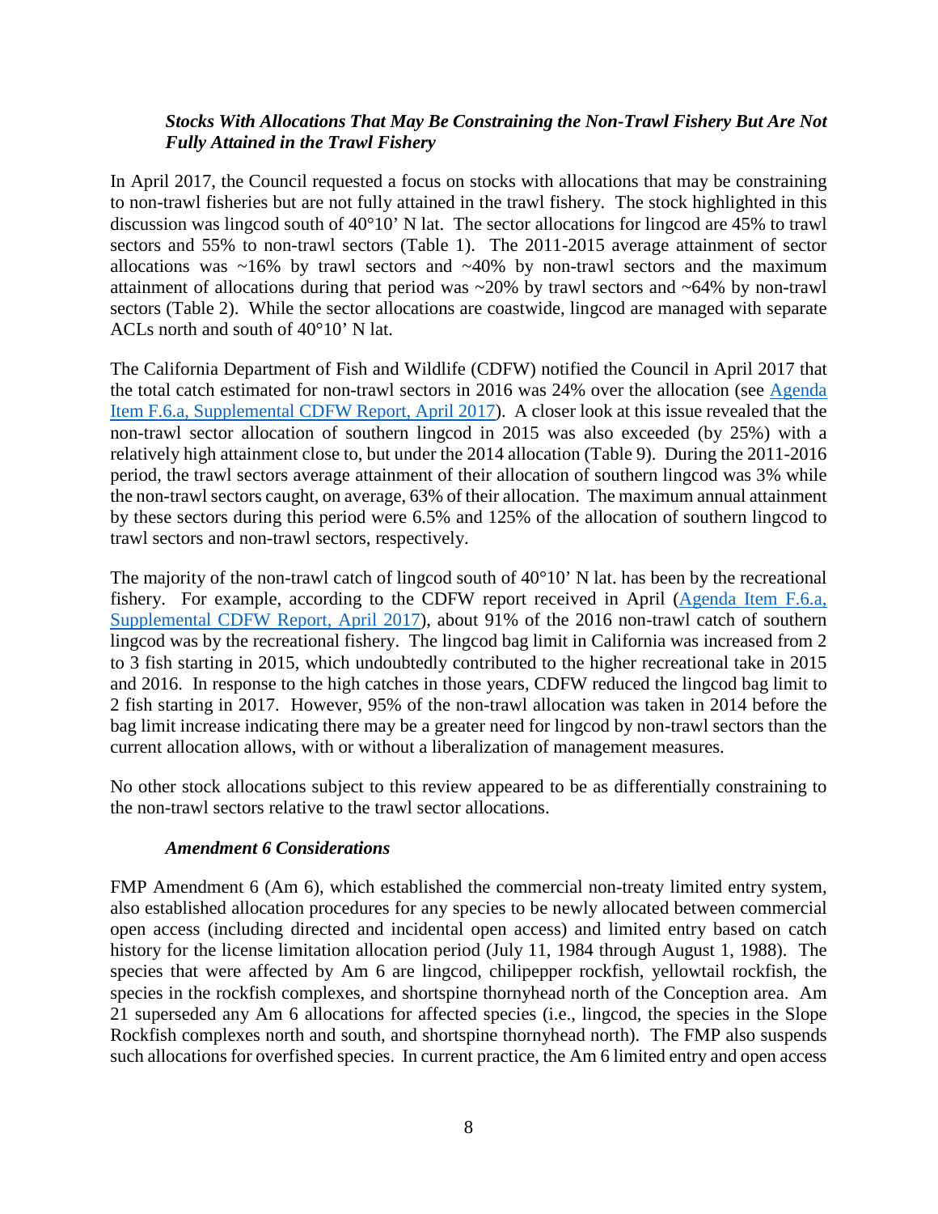### *Stocks With Allocations That May Be Constraining the Non-Trawl Fishery But Are Not Fully Attained in the Trawl Fishery*

In April 2017, the Council requested a focus on stocks with allocations that may be constraining to non-trawl fisheries but are not fully attained in the trawl fishery. The stock highlighted in this discussion was lingcod south of 40°10' N lat. The sector allocations for lingcod are 45% to trawl sectors and 55% to non-trawl sectors (Table 1). The 2011-2015 average attainment of sector allocations was ~16% by trawl sectors and ~40% by non-trawl sectors and the maximum attainment of allocations during that period was ~20% by trawl sectors and ~64% by non-trawl sectors (Table 2). While the sector allocations are coastwide, lingcod are managed with separate ACLs north and south of 40°10' N lat.

The California Department of Fish and Wildlife (CDFW) notified the Council in April 2017 that the total catch estimated for non-trawl sectors in 2016 was 24% over the allocation (see [Agenda Item F.6.a, Supplemental CDFW Report, April 2017](#)). A closer look at this issue revealed that the non-trawl sector allocation of southern lingcod in 2015 was also exceeded (by 25%) with a relatively high attainment close to, but under the 2014 allocation (Table 9). During the 2011-2016 period, the trawl sectors average attainment of their allocation of southern lingcod was 3% while the non-trawl sectors caught, on average, 63% of their allocation. The maximum annual attainment by these sectors during this period were 6.5% and 125% of the allocation of southern lingcod to trawl sectors and non-trawl sectors, respectively.

The majority of the non-trawl catch of lingcod south of 40°10' N lat. has been by the recreational fishery. For example, according to the CDFW report received in April ([Agenda Item F.6.a, Supplemental CDFW Report, April 2017](#)), about 91% of the 2016 non-trawl catch of southern lingcod was by the recreational fishery. The lingcod bag limit in California was increased from 2 to 3 fish starting in 2015, which undoubtedly contributed to the higher recreational take in 2015 and 2016. In response to the high catches in those years, CDFW reduced the lingcod bag limit to 2 fish starting in 2017. However, 95% of the non-trawl allocation was taken in 2014 before the bag limit increase indicating there may be a greater need for lingcod by non-trawl sectors than the current allocation allows, with or without a liberalization of management measures.

No other stock allocations subject to this review appeared to be as differentially constraining to the non-trawl sectors relative to the trawl sector allocations.

### *Amendment 6 Considerations*

FMP Amendment 6 (Am 6), which established the commercial non-treaty limited entry system, also established allocation procedures for any species to be newly allocated between commercial open access (including directed and incidental open access) and limited entry based on catch history for the license limitation allocation period (July 11, 1984 through August 1, 1988). The species that were affected by Am 6 are lingcod, chilipepper rockfish, yellowtail rockfish, the species in the rockfish complexes, and shortspine thornyhead north of the Conception area. Am 21 superseded any Am 6 allocations for affected species (i.e., lingcod, the species in the Slope Rockfish complexes north and south, and shortspine thornyhead north). The FMP also suspends such allocations for overfished species. In current practice, the Am 6 limited entry and open access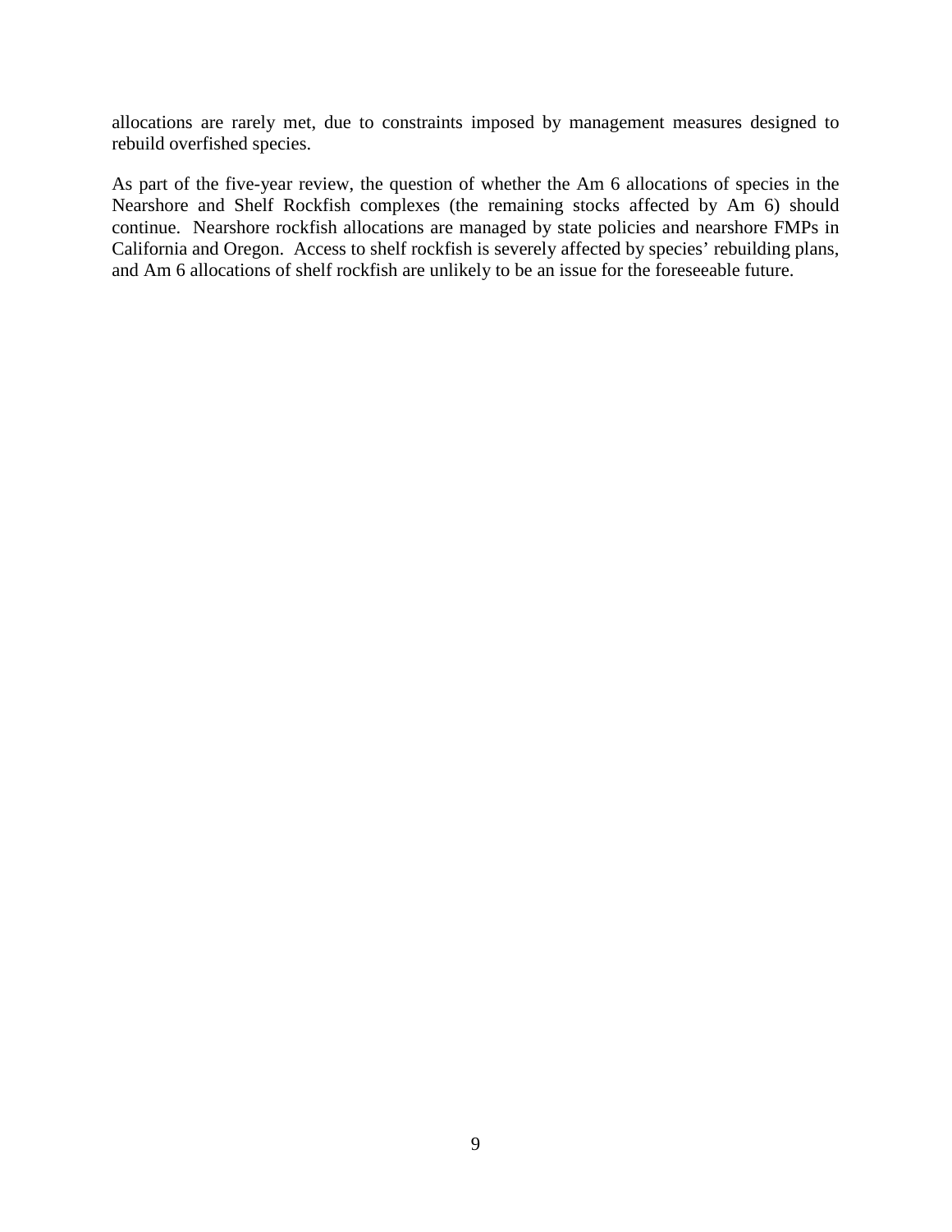allocations are rarely met, due to constraints imposed by management measures designed to rebuild overfished species.

As part of the five-year review, the question of whether the Am 6 allocations of species in the Nearshore and Shelf Rockfish complexes (the remaining stocks affected by Am 6) should continue. Nearshore rockfish allocations are managed by state policies and nearshore FMPs in California and Oregon. Access to shelf rockfish is severely affected by species' rebuilding plans, and Am 6 allocations of shelf rockfish are unlikely to be an issue for the foreseeable future.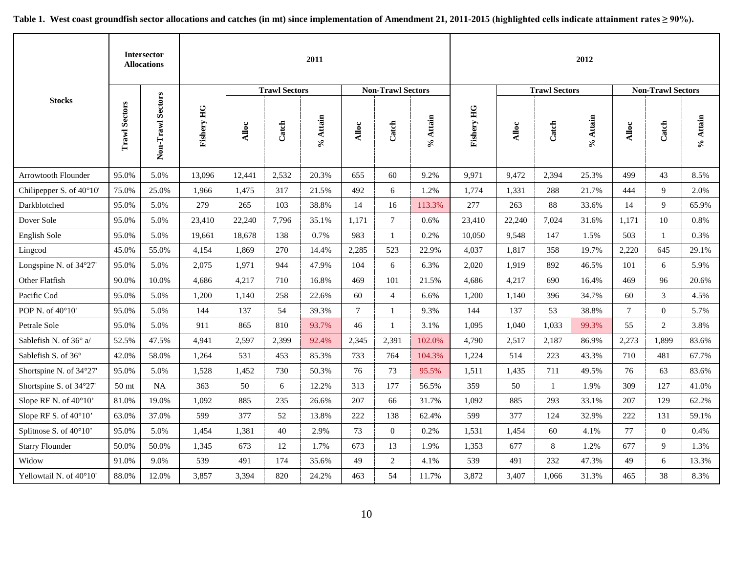**Table 1. West coast groundfish sector allocations and catches (in mt) since implementation of Amendment 21, 2011-2015 (highlighted cells indicate attainment rates ≥ 90%).**

| Stocks | Intersector Allocations | | 2011 | | | | | | | 2012 | | | | | | |
|---|---|---|---|---|---|---|---|---|---|---|---|---|---|---|---|---|
| | | | | Trawl Sectors | | | Non-Trawl Sectors | | | | Trawl Sectors | | | Non-Trawl Sectors | | |
| | Trawl Sectors | Non-Trawl Sectors | Fishery HG | Alloc | Catch | % Attain | Alloc | Catch | % Attain | Fishery HG | Alloc | Catch | % Attain | Alloc | Catch | % Attain |
| Arrowtooth Flounder | 95.0% | 5.0% | 13,096 | 12,441 | 2,532 | 20.3% | 655 | 60 | 9.2% | 9,971 | 9,472 | 2,394 | 25.3% | 499 | 43 | 8.5% |
| Chilipepper S. of 40°10' | 75.0% | 25.0% | 1,966 | 1,475 | 317 | 21.5% | 492 | 6 | 1.2% | 1,774 | 1,331 | 288 | 21.7% | 444 | 9 | 2.0% |
| Darkblotched | 95.0% | 5.0% | 279 | 265 | 103 | 38.8% | 14 | 16 | 113.3% | 277 | 263 | 88 | 33.6% | 14 | 9 | 65.9% |
| Dover Sole | 95.0% | 5.0% | 23,410 | 22,240 | 7,796 | 35.1% | 1,171 | 7 | 0.6% | 23,410 | 22,240 | 7,024 | 31.6% | 1,171 | 10 | 0.8% |
| English Sole | 95.0% | 5.0% | 19,661 | 18,678 | 138 | 0.7% | 983 | 1 | 0.2% | 10,050 | 9,548 | 147 | 1.5% | 503 | 1 | 0.3% |
| Lingcod | 45.0% | 55.0% | 4,154 | 1,869 | 270 | 14.4% | 2,285 | 523 | 22.9% | 4,037 | 1,817 | 358 | 19.7% | 2,220 | 645 | 29.1% |
| Longspine N. of 34°27' | 95.0% | 5.0% | 2,075 | 1,971 | 944 | 47.9% | 104 | 6 | 6.3% | 2,020 | 1,919 | 892 | 46.5% | 101 | 6 | 5.9% |
| Other Flatfish | 90.0% | 10.0% | 4,686 | 4,217 | 710 | 16.8% | 469 | 101 | 21.5% | 4,686 | 4,217 | 690 | 16.4% | 469 | 96 | 20.6% |
| Pacific Cod | 95.0% | 5.0% | 1,200 | 1,140 | 258 | 22.6% | 60 | 4 | 6.6% | 1,200 | 1,140 | 396 | 34.7% | 60 | 3 | 4.5% |
| POP N. of 40°10' | 95.0% | 5.0% | 144 | 137 | 54 | 39.3% | 7 | 1 | 9.3% | 144 | 137 | 53 | 38.8% | 7 | 0 | 5.7% |
| Petrale Sole | 95.0% | 5.0% | 911 | 865 | 810 | 93.7% | 46 | 1 | 3.1% | 1,095 | 1,040 | 1,033 | 99.3% | 55 | 2 | 3.8% |
| Sablefish N. of 36° a/ | 52.5% | 47.5% | 4,941 | 2,597 | 2,399 | 92.4% | 2,345 | 2,391 | 102.0% | 4,790 | 2,517 | 2,187 | 86.9% | 2,273 | 1,899 | 83.6% |
| Sablefish S. of 36° | 42.0% | 58.0% | 1,264 | 531 | 453 | 85.3% | 733 | 764 | 104.3% | 1,224 | 514 | 223 | 43.3% | 710 | 481 | 67.7% |
| Shortspine N. of 34°27' | 95.0% | 5.0% | 1,528 | 1,452 | 730 | 50.3% | 76 | 73 | 95.5% | 1,511 | 1,435 | 711 | 49.5% | 76 | 63 | 83.6% |
| Shortspine S. of 34°27' | 50 mt | NA | 363 | 50 | 6 | 12.2% | 313 | 177 | 56.5% | 359 | 50 | 1 | 1.9% | 309 | 127 | 41.0% |
| Slope RF N. of 40°10’ | 81.0% | 19.0% | 1,092 | 885 | 235 | 26.6% | 207 | 66 | 31.7% | 1,092 | 885 | 293 | 33.1% | 207 | 129 | 62.2% |
| Slope RF S. of 40°10’ | 63.0% | 37.0% | 599 | 377 | 52 | 13.8% | 222 | 138 | 62.4% | 599 | 377 | 124 | 32.9% | 222 | 131 | 59.1% |
| Splitnose S. of 40°10’ | 95.0% | 5.0% | 1,454 | 1,381 | 40 | 2.9% | 73 | 0 | 0.2% | 1,531 | 1,454 | 60 | 4.1% | 77 | 0 | 0.4% |
| Starry Flounder | 50.0% | 50.0% | 1,345 | 673 | 12 | 1.7% | 673 | 13 | 1.9% | 1,353 | 677 | 8 | 1.2% | 677 | 9 | 1.3% |
| Widow | 91.0% | 9.0% | 539 | 491 | 174 | 35.6% | 49 | 2 | 4.1% | 539 | 491 | 232 | 47.3% | 49 | 6 | 13.3% |
| Yellowtail N. of 40°10' | 88.0% | 12.0% | 3,857 | 3,394 | 820 | 24.2% | 463 | 54 | 11.7% | 3,872 | 3,407 | 1,066 | 31.3% | 465 | 38 | 8.3% |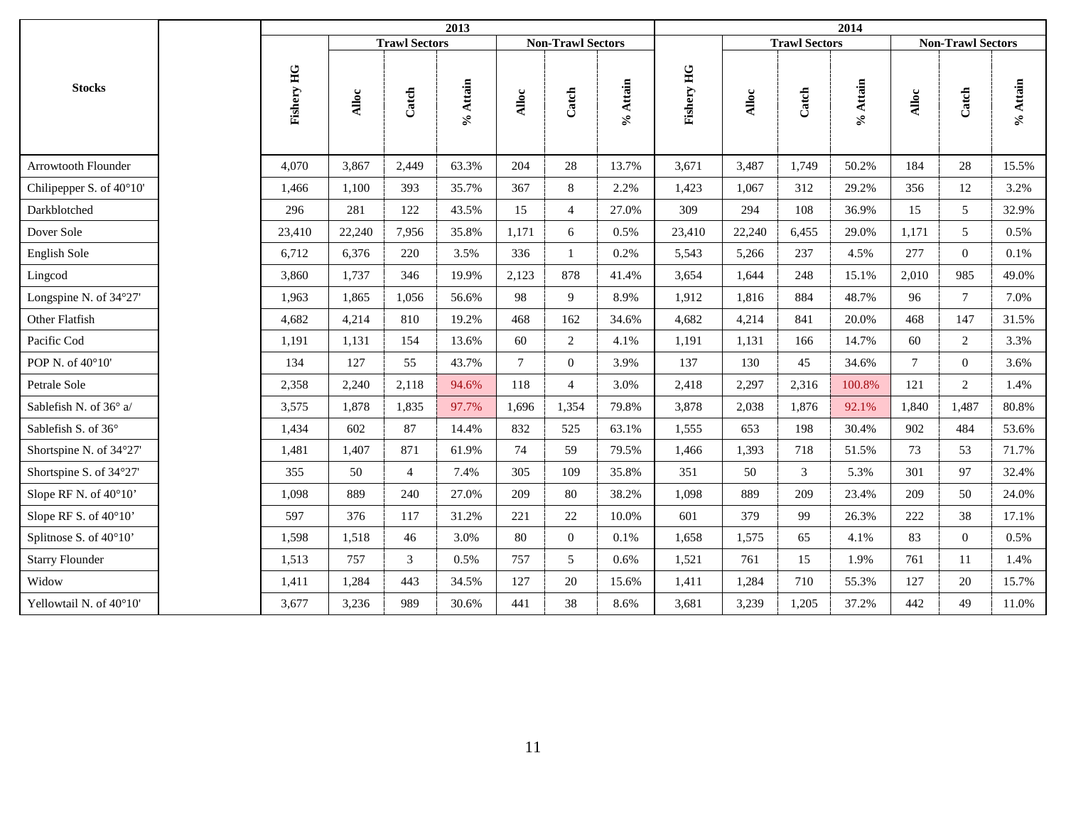| Stocks | | 2013 | | | | | | | 2014 | | | | | | |
|---|---|---|---|---|---|---|---|---|---|---|---|---|---|---|---|
| | | | Trawl Sectors | | | Non-Trawl Sectors | | | | Trawl Sectors | | | Non-Trawl Sectors | | |
| | | Fishery HG | Alloc | Catch | % Attain | Alloc | Catch | % Attain | Fishery HG | Alloc | Catch | % Attain | Alloc | Catch | % Attain |
| Arrowtooth Flounder | | 4,070 | 3,867 | 2,449 | 63.3% | 204 | 28 | 13.7% | 3,671 | 3,487 | 1,749 | 50.2% | 184 | 28 | 15.5% |
| Chilipepper S. of 40°10' | | 1,466 | 1,100 | 393 | 35.7% | 367 | 8 | 2.2% | 1,423 | 1,067 | 312 | 29.2% | 356 | 12 | 3.2% |
| Darkblotched | | 296 | 281 | 122 | 43.5% | 15 | 4 | 27.0% | 309 | 294 | 108 | 36.9% | 15 | 5 | 32.9% |
| Dover Sole | | 23,410 | 22,240 | 7,956 | 35.8% | 1,171 | 6 | 0.5% | 23,410 | 22,240 | 6,455 | 29.0% | 1,171 | 5 | 0.5% |
| English Sole | | 6,712 | 6,376 | 220 | 3.5% | 336 | 1 | 0.2% | 5,543 | 5,266 | 237 | 4.5% | 277 | 0 | 0.1% |
| Lingcod | | 3,860 | 1,737 | 346 | 19.9% | 2,123 | 878 | 41.4% | 3,654 | 1,644 | 248 | 15.1% | 2,010 | 985 | 49.0% |
| Longspine N. of 34°27' | | 1,963 | 1,865 | 1,056 | 56.6% | 98 | 9 | 8.9% | 1,912 | 1,816 | 884 | 48.7% | 96 | 7 | 7.0% |
| Other Flatfish | | 4,682 | 4,214 | 810 | 19.2% | 468 | 162 | 34.6% | 4,682 | 4,214 | 841 | 20.0% | 468 | 147 | 31.5% |
| Pacific Cod | | 1,191 | 1,131 | 154 | 13.6% | 60 | 2 | 4.1% | 1,191 | 1,131 | 166 | 14.7% | 60 | 2 | 3.3% |
| POP N. of 40°10' | | 134 | 127 | 55 | 43.7% | 7 | 0 | 3.9% | 137 | 130 | 45 | 34.6% | 7 | 0 | 3.6% |
| Petrale Sole | | 2,358 | 2,240 | 2,118 | 94.6% | 118 | 4 | 3.0% | 2,418 | 2,297 | 2,316 | 100.8% | 121 | 2 | 1.4% |
| Sablefish N. of 36° a/ | | 3,575 | 1,878 | 1,835 | 97.7% | 1,696 | 1,354 | 79.8% | 3,878 | 2,038 | 1,876 | 92.1% | 1,840 | 1,487 | 80.8% |
| Sablefish S. of 36° | | 1,434 | 602 | 87 | 14.4% | 832 | 525 | 63.1% | 1,555 | 653 | 198 | 30.4% | 902 | 484 | 53.6% |
| Shortspine N. of 34°27' | | 1,481 | 1,407 | 871 | 61.9% | 74 | 59 | 79.5% | 1,466 | 1,393 | 718 | 51.5% | 73 | 53 | 71.7% |
| Shortspine S. of 34°27' | | 355 | 50 | 4 | 7.4% | 305 | 109 | 35.8% | 351 | 50 | 3 | 5.3% | 301 | 97 | 32.4% |
| Slope RF N. of 40°10' | | 1,098 | 889 | 240 | 27.0% | 209 | 80 | 38.2% | 1,098 | 889 | 209 | 23.4% | 209 | 50 | 24.0% |
| Slope RF S. of 40°10' | | 597 | 376 | 117 | 31.2% | 221 | 22 | 10.0% | 601 | 379 | 99 | 26.3% | 222 | 38 | 17.1% |
| Splitnose S. of 40°10' | | 1,598 | 1,518 | 46 | 3.0% | 80 | 0 | 0.1% | 1,658 | 1,575 | 65 | 4.1% | 83 | 0 | 0.5% |
| Starry Flounder | | 1,513 | 757 | 3 | 0.5% | 757 | 5 | 0.6% | 1,521 | 761 | 15 | 1.9% | 761 | 11 | 1.4% |
| Widow | | 1,411 | 1,284 | 443 | 34.5% | 127 | 20 | 15.6% | 1,411 | 1,284 | 710 | 55.3% | 127 | 20 | 15.7% |
| Yellowtail N. of 40°10' | | 3,677 | 3,236 | 989 | 30.6% | 441 | 38 | 8.6% | 3,681 | 3,239 | 1,205 | 37.2% | 442 | 49 | 11.0% |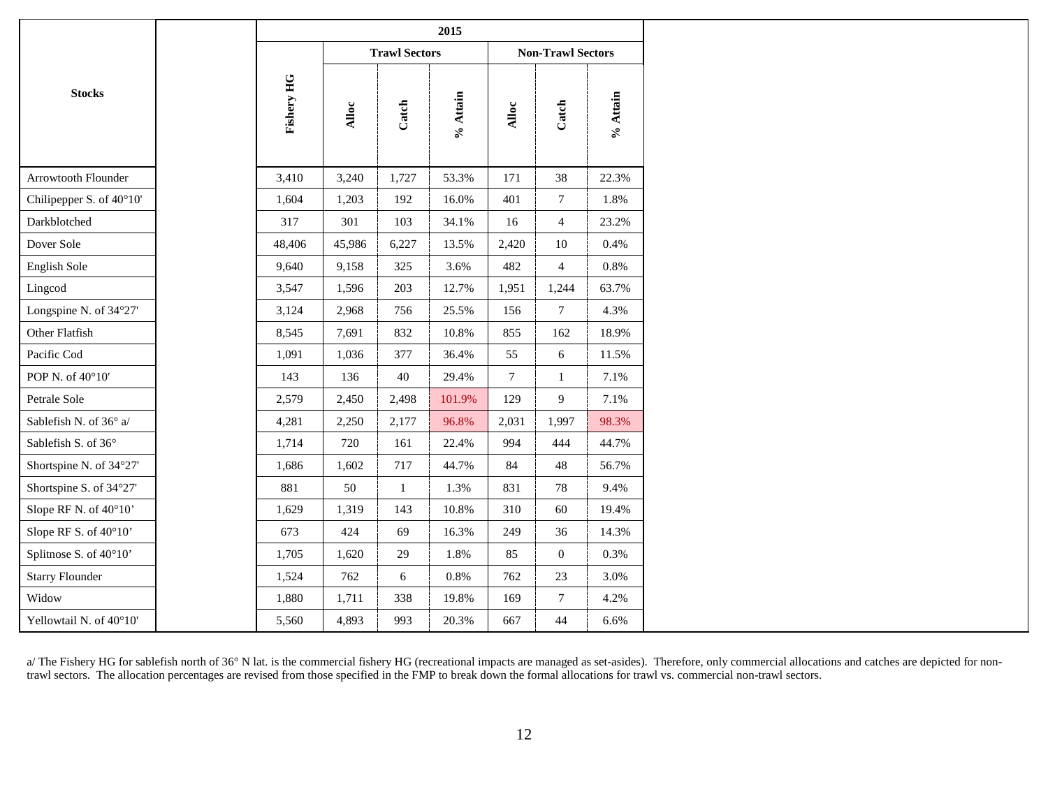| Stocks | | 2015 | | | | | | |
|---|---|---|---|---|---|---|---|---|
| | | | Trawl Sectors | | | Non-Trawl Sectors | | |
| | | Fishery HG | Alloc | Catch | % Attain | Alloc | Catch | % Attain |
| Arrowtooth Flounder | | 3,410 | 3,240 | 1,727 | 53.3% | 171 | 38 | 22.3% |
| Chilipepper S. of 40°10' | | 1,604 | 1,203 | 192 | 16.0% | 401 | 7 | 1.8% |
| Darkblotched | | 317 | 301 | 103 | 34.1% | 16 | 4 | 23.2% |
| Dover Sole | | 48,406 | 45,986 | 6,227 | 13.5% | 2,420 | 10 | 0.4% |
| English Sole | | 9,640 | 9,158 | 325 | 3.6% | 482 | 4 | 0.8% |
| Lingcod | | 3,547 | 1,596 | 203 | 12.7% | 1,951 | 1,244 | 63.7% |
| Longspine N. of 34°27' | | 3,124 | 2,968 | 756 | 25.5% | 156 | 7 | 4.3% |
| Other Flatfish | | 8,545 | 7,691 | 832 | 10.8% | 855 | 162 | 18.9% |
| Pacific Cod | | 1,091 | 1,036 | 377 | 36.4% | 55 | 6 | 11.5% |
| POP N. of 40°10' | | 143 | 136 | 40 | 29.4% | 7 | 1 | 7.1% |
| Petrale Sole | | 2,579 | 2,450 | 2,498 | 101.9% | 129 | 9 | 7.1% |
| Sablefish N. of 36° a/ | | 4,281 | 2,250 | 2,177 | 96.8% | 2,031 | 1,997 | 98.3% |
| Sablefish S. of 36° | | 1,714 | 720 | 161 | 22.4% | 994 | 444 | 44.7% |
| Shortspine N. of 34°27' | | 1,686 | 1,602 | 717 | 44.7% | 84 | 48 | 56.7% |
| Shortspine S. of 34°27' | | 881 | 50 | 1 | 1.3% | 831 | 78 | 9.4% |
| Slope RF N. of 40°10' | | 1,629 | 1,319 | 143 | 10.8% | 310 | 60 | 19.4% |
| Slope RF S. of 40°10' | | 673 | 424 | 69 | 16.3% | 249 | 36 | 14.3% |
| Splitnose S. of 40°10' | | 1,705 | 1,620 | 29 | 1.8% | 85 | 0 | 0.3% |
| Starry Flounder | | 1,524 | 762 | 6 | 0.8% | 762 | 23 | 3.0% |
| Widow | | 1,880 | 1,711 | 338 | 19.8% | 169 | 7 | 4.2% |
| Yellowtail N. of 40°10' | | 5,560 | 4,893 | 993 | 20.3% | 667 | 44 | 6.6% |

a/ The Fishery HG for sablefish north of 36° N lat. is the commercial fishery HG (recreational impacts are managed as set-asides). Therefore, only commercial allocations and catches are depicted for non-trawl sectors. The allocation percentages are revised from those specified in the FMP to break down the formal allocations for trawl vs. commercial non-trawl sectors.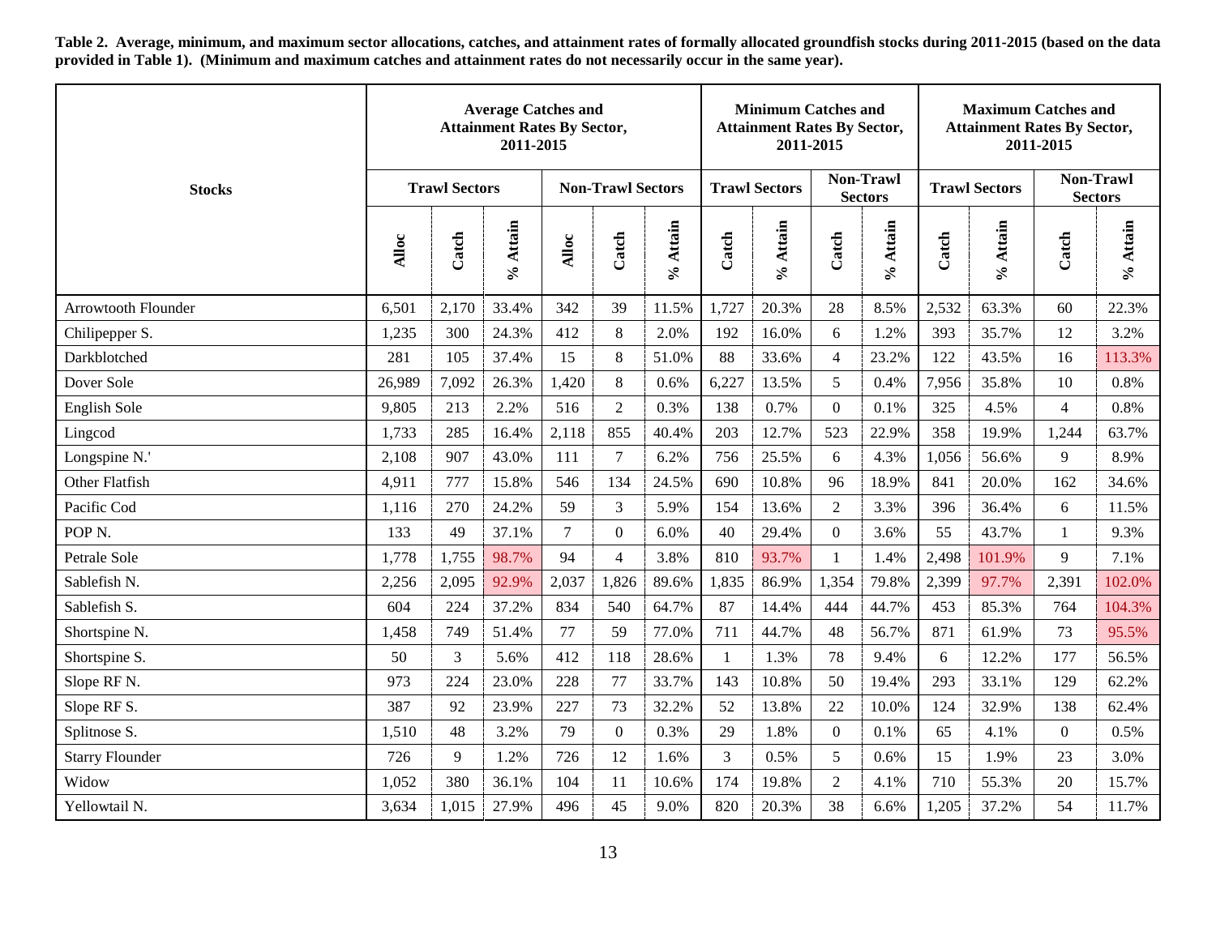**Table 2. Average, minimum, and maximum sector allocations, catches, and attainment rates of formally allocated groundfish stocks during 2011-2015 (based on the data provided in Table 1). (Minimum and maximum catches and attainment rates do not necessarily occur in the same year).**

| Stocks | Average Catches and Attainment Rates By Sector, 2011-2015 | | | | | | Minimum Catches and Attainment Rates By Sector, 2011-2015 | | | | Maximum Catches and Attainment Rates By Sector, 2011-2015 | | | |
|---|---|---|---|---|---|---|---|---|---|---|---|---|---|---|
| | Trawl Sectors | | | Non-Trawl Sectors | | | Trawl Sectors | | Non-Trawl Sectors | | Trawl Sectors | | Non-Trawl Sectors | |
| | Alloc | Catch | % Attain | Alloc | Catch | % Attain | Catch | % Attain | Catch | % Attain | Catch | % Attain | Catch | % Attain |
| Arrowtooth Flounder | 6,501 | 2,170 | 33.4% | 342 | 39 | 11.5% | 1,727 | 20.3% | 28 | 8.5% | 2,532 | 63.3% | 60 | 22.3% |
| Chilipepper S. | 1,235 | 300 | 24.3% | 412 | 8 | 2.0% | 192 | 16.0% | 6 | 1.2% | 393 | 35.7% | 12 | 3.2% |
| Darkblotched | 281 | 105 | 37.4% | 15 | 8 | 51.0% | 88 | 33.6% | 4 | 23.2% | 122 | 43.5% | 16 | 113.3% |
| Dover Sole | 26,989 | 7,092 | 26.3% | 1,420 | 8 | 0.6% | 6,227 | 13.5% | 5 | 0.4% | 7,956 | 35.8% | 10 | 0.8% |
| English Sole | 9,805 | 213 | 2.2% | 516 | 2 | 0.3% | 138 | 0.7% | 0 | 0.1% | 325 | 4.5% | 4 | 0.8% |
| Lingcod | 1,733 | 285 | 16.4% | 2,118 | 855 | 40.4% | 203 | 12.7% | 523 | 22.9% | 358 | 19.9% | 1,244 | 63.7% |
| Longspine N.' | 2,108 | 907 | 43.0% | 111 | 7 | 6.2% | 756 | 25.5% | 6 | 4.3% | 1,056 | 56.6% | 9 | 8.9% |
| Other Flatfish | 4,911 | 777 | 15.8% | 546 | 134 | 24.5% | 690 | 10.8% | 96 | 18.9% | 841 | 20.0% | 162 | 34.6% |
| Pacific Cod | 1,116 | 270 | 24.2% | 59 | 3 | 5.9% | 154 | 13.6% | 2 | 3.3% | 396 | 36.4% | 6 | 11.5% |
| POP N. | 133 | 49 | 37.1% | 7 | 0 | 6.0% | 40 | 29.4% | 0 | 3.6% | 55 | 43.7% | 1 | 9.3% |
| Petrale Sole | 1,778 | 1,755 | 98.7% | 94 | 4 | 3.8% | 810 | 93.7% | 1 | 1.4% | 2,498 | 101.9% | 9 | 7.1% |
| Sablefish N. | 2,256 | 2,095 | 92.9% | 2,037 | 1,826 | 89.6% | 1,835 | 86.9% | 1,354 | 79.8% | 2,399 | 97.7% | 2,391 | 102.0% |
| Sablefish S. | 604 | 224 | 37.2% | 834 | 540 | 64.7% | 87 | 14.4% | 444 | 44.7% | 453 | 85.3% | 764 | 104.3% |
| Shortspine N. | 1,458 | 749 | 51.4% | 77 | 59 | 77.0% | 711 | 44.7% | 48 | 56.7% | 871 | 61.9% | 73 | 95.5% |
| Shortspine S. | 50 | 3 | 5.6% | 412 | 118 | 28.6% | 1 | 1.3% | 78 | 9.4% | 6 | 12.2% | 177 | 56.5% |
| Slope RF N. | 973 | 224 | 23.0% | 228 | 77 | 33.7% | 143 | 10.8% | 50 | 19.4% | 293 | 33.1% | 129 | 62.2% |
| Slope RF S. | 387 | 92 | 23.9% | 227 | 73 | 32.2% | 52 | 13.8% | 22 | 10.0% | 124 | 32.9% | 138 | 62.4% |
| Splitnose S. | 1,510 | 48 | 3.2% | 79 | 0 | 0.3% | 29 | 1.8% | 0 | 0.1% | 65 | 4.1% | 0 | 0.5% |
| Starry Flounder | 726 | 9 | 1.2% | 726 | 12 | 1.6% | 3 | 0.5% | 5 | 0.6% | 15 | 1.9% | 23 | 3.0% |
| Widow | 1,052 | 380 | 36.1% | 104 | 11 | 10.6% | 174 | 19.8% | 2 | 4.1% | 710 | 55.3% | 20 | 15.7% |
| Yellowtail N. | 3,634 | 1,015 | 27.9% | 496 | 45 | 9.0% | 820 | 20.3% | 38 | 6.6% | 1,205 | 37.2% | 54 | 11.7% |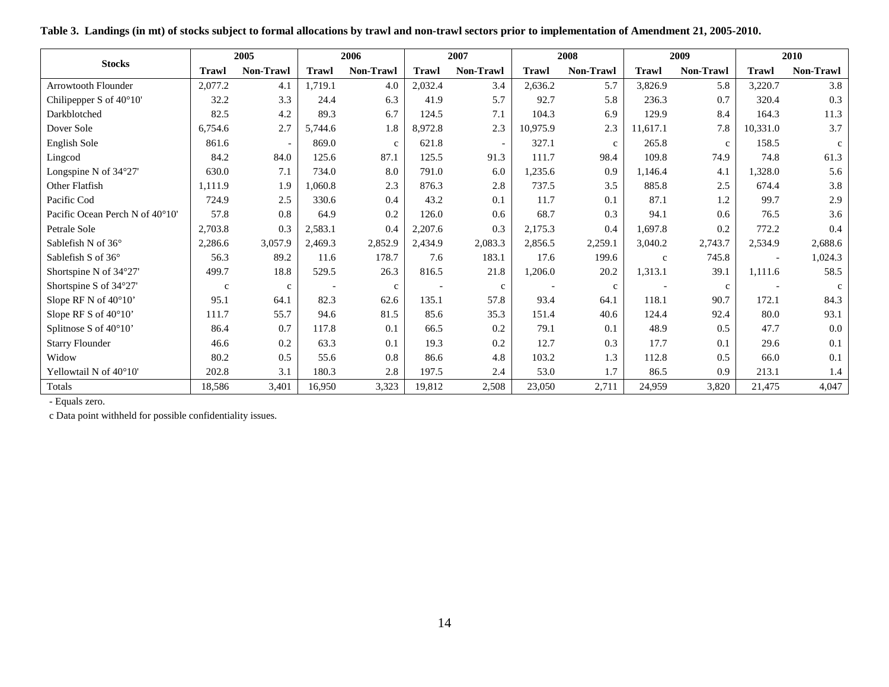**Table 3. Landings (in mt) of stocks subject to formal allocations by trawl and non-trawl sectors prior to implementation of Amendment 21, 2005-2010.**

| Stocks | 2005 | | 2006 | | 2007 | | 2008 | | 2009 | | 2010 | |
|---|---|---|---|---|---|---|---|---|---|---|---|---|
| | Trawl | Non-Trawl | Trawl | Non-Trawl | Trawl | Non-Trawl | Trawl | Non-Trawl | Trawl | Non-Trawl | Trawl | Non-Trawl |
| Arrowtooth Flounder | 2,077.2 | 4.1 | 1,719.1 | 4.0 | 2,032.4 | 3.4 | 2,636.2 | 5.7 | 3,826.9 | 5.8 | 3,220.7 | 3.8 |
| Chilipepper S of 40°10' | 32.2 | 3.3 | 24.4 | 6.3 | 41.9 | 5.7 | 92.7 | 5.8 | 236.3 | 0.7 | 320.4 | 0.3 |
| Darkblotched | 82.5 | 4.2 | 89.3 | 6.7 | 124.5 | 7.1 | 104.3 | 6.9 | 129.9 | 8.4 | 164.3 | 11.3 |
| Dover Sole | 6,754.6 | 2.7 | 5,744.6 | 1.8 | 8,972.8 | 2.3 | 10,975.9 | 2.3 | 11,617.1 | 7.8 | 10,331.0 | 3.7 |
| English Sole | 861.6 | - | 869.0 | c | 621.8 | - | 327.1 | c | 265.8 | c | 158.5 | c |
| Lingcod | 84.2 | 84.0 | 125.6 | 87.1 | 125.5 | 91.3 | 111.7 | 98.4 | 109.8 | 74.9 | 74.8 | 61.3 |
| Longspine N of 34°27' | 630.0 | 7.1 | 734.0 | 8.0 | 791.0 | 6.0 | 1,235.6 | 0.9 | 1,146.4 | 4.1 | 1,328.0 | 5.6 |
| Other Flatfish | 1,111.9 | 1.9 | 1,060.8 | 2.3 | 876.3 | 2.8 | 737.5 | 3.5 | 885.8 | 2.5 | 674.4 | 3.8 |
| Pacific Cod | 724.9 | 2.5 | 330.6 | 0.4 | 43.2 | 0.1 | 11.7 | 0.1 | 87.1 | 1.2 | 99.7 | 2.9 |
| Pacific Ocean Perch N of 40°10' | 57.8 | 0.8 | 64.9 | 0.2 | 126.0 | 0.6 | 68.7 | 0.3 | 94.1 | 0.6 | 76.5 | 3.6 |
| Petrale Sole | 2,703.8 | 0.3 | 2,583.1 | 0.4 | 2,207.6 | 0.3 | 2,175.3 | 0.4 | 1,697.8 | 0.2 | 772.2 | 0.4 |
| Sablefish N of 36° | 2,286.6 | 3,057.9 | 2,469.3 | 2,852.9 | 2,434.9 | 2,083.3 | 2,856.5 | 2,259.1 | 3,040.2 | 2,743.7 | 2,534.9 | 2,688.6 |
| Sablefish S of 36° | 56.3 | 89.2 | 11.6 | 178.7 | 7.6 | 183.1 | 17.6 | 199.6 | c | 745.8 | - | 1,024.3 |
| Shortspine N of 34°27' | 499.7 | 18.8 | 529.5 | 26.3 | 816.5 | 21.8 | 1,206.0 | 20.2 | 1,313.1 | 39.1 | 1,111.6 | 58.5 |
| Shortspine S of 34°27' | c | c | - | c | - | c | - | c | - | c | - | c |
| Slope RF N of 40°10’ | 95.1 | 64.1 | 82.3 | 62.6 | 135.1 | 57.8 | 93.4 | 64.1 | 118.1 | 90.7 | 172.1 | 84.3 |
| Slope RF S of 40°10’ | 111.7 | 55.7 | 94.6 | 81.5 | 85.6 | 35.3 | 151.4 | 40.6 | 124.4 | 92.4 | 80.0 | 93.1 |
| Splitnose S of 40°10’ | 86.4 | 0.7 | 117.8 | 0.1 | 66.5 | 0.2 | 79.1 | 0.1 | 48.9 | 0.5 | 47.7 | 0.0 |
| Starry Flounder | 46.6 | 0.2 | 63.3 | 0.1 | 19.3 | 0.2 | 12.7 | 0.3 | 17.7 | 0.1 | 29.6 | 0.1 |
| Widow | 80.2 | 0.5 | 55.6 | 0.8 | 86.6 | 4.8 | 103.2 | 1.3 | 112.8 | 0.5 | 66.0 | 0.1 |
| Yellowtail N of 40°10' | 202.8 | 3.1 | 180.3 | 2.8 | 197.5 | 2.4 | 53.0 | 1.7 | 86.5 | 0.9 | 213.1 | 1.4 |
| Totals | 18,586 | 3,401 | 16,950 | 3,323 | 19,812 | 2,508 | 23,050 | 2,711 | 24,959 | 3,820 | 21,475 | 4,047 |

- Equals zero.

c Data point withheld for possible confidentiality issues.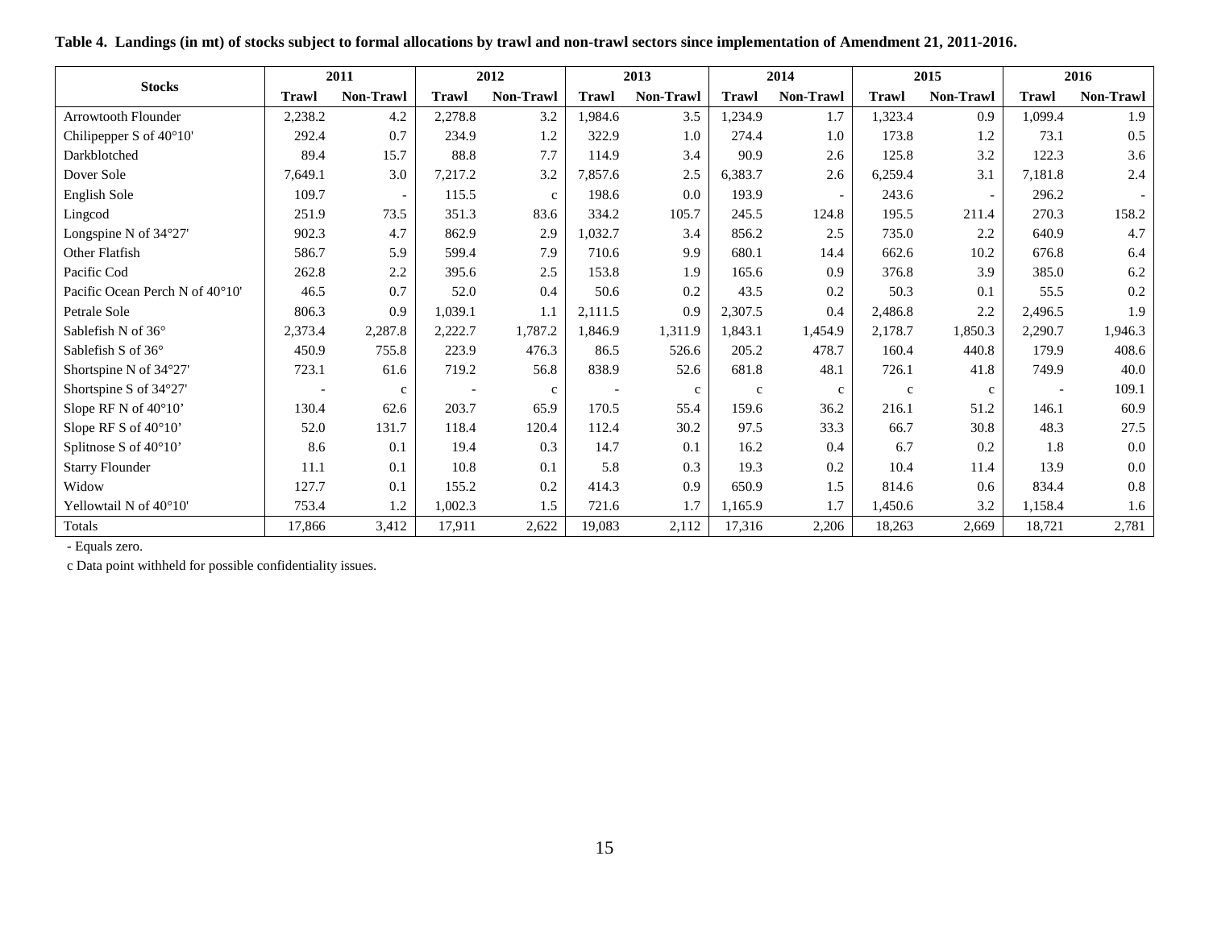**Table 4. Landings (in mt) of stocks subject to formal allocations by trawl and non-trawl sectors since implementation of Amendment 21, 2011-2016.**

| Stocks | 2011 | | 2012 | | 2013 | | 2014 | | 2015 | | 2016 | |
|---|---|---|---|---|---|---|---|---|---|---|---|---|
| | **Trawl** | **Non-Trawl** | **Trawl** | **Non-Trawl** | **Trawl** | **Non-Trawl** | **Trawl** | **Non-Trawl** | **Trawl** | **Non-Trawl** | **Trawl** | **Non-Trawl** |
| Arrowtooth Flounder | 2,238.2 | 4.2 | 2,278.8 | 3.2 | 1,984.6 | 3.5 | 1,234.9 | 1.7 | 1,323.4 | 0.9 | 1,099.4 | 1.9 |
| Chilipepper S of 40°10' | 292.4 | 0.7 | 234.9 | 1.2 | 322.9 | 1.0 | 274.4 | 1.0 | 173.8 | 1.2 | 73.1 | 0.5 |
| Darkblotched | 89.4 | 15.7 | 88.8 | 7.7 | 114.9 | 3.4 | 90.9 | 2.6 | 125.8 | 3.2 | 122.3 | 3.6 |
| Dover Sole | 7,649.1 | 3.0 | 7,217.2 | 3.2 | 7,857.6 | 2.5 | 6,383.7 | 2.6 | 6,259.4 | 3.1 | 7,181.8 | 2.4 |
| English Sole | 109.7 | - | 115.5 | c | 198.6 | 0.0 | 193.9 | - | 243.6 | - | 296.2 | - |
| Lingcod | 251.9 | 73.5 | 351.3 | 83.6 | 334.2 | 105.7 | 245.5 | 124.8 | 195.5 | 211.4 | 270.3 | 158.2 |
| Longspine N of 34°27' | 902.3 | 4.7 | 862.9 | 2.9 | 1,032.7 | 3.4 | 856.2 | 2.5 | 735.0 | 2.2 | 640.9 | 4.7 |
| Other Flatfish | 586.7 | 5.9 | 599.4 | 7.9 | 710.6 | 9.9 | 680.1 | 14.4 | 662.6 | 10.2 | 676.8 | 6.4 |
| Pacific Cod | 262.8 | 2.2 | 395.6 | 2.5 | 153.8 | 1.9 | 165.6 | 0.9 | 376.8 | 3.9 | 385.0 | 6.2 |
| Pacific Ocean Perch N of 40°10' | 46.5 | 0.7 | 52.0 | 0.4 | 50.6 | 0.2 | 43.5 | 0.2 | 50.3 | 0.1 | 55.5 | 0.2 |
| Petrale Sole | 806.3 | 0.9 | 1,039.1 | 1.1 | 2,111.5 | 0.9 | 2,307.5 | 0.4 | 2,486.8 | 2.2 | 2,496.5 | 1.9 |
| Sablefish N of 36° | 2,373.4 | 2,287.8 | 2,222.7 | 1,787.2 | 1,846.9 | 1,311.9 | 1,843.1 | 1,454.9 | 2,178.7 | 1,850.3 | 2,290.7 | 1,946.3 |
| Sablefish S of 36° | 450.9 | 755.8 | 223.9 | 476.3 | 86.5 | 526.6 | 205.2 | 478.7 | 160.4 | 440.8 | 179.9 | 408.6 |
| Shortspine N of 34°27' | 723.1 | 61.6 | 719.2 | 56.8 | 838.9 | 52.6 | 681.8 | 48.1 | 726.1 | 41.8 | 749.9 | 40.0 |
| Shortspine S of 34°27' | - | c | - | c | - | c | c | c | c | c | - | 109.1 |
| Slope RF N of 40°10' | 130.4 | 62.6 | 203.7 | 65.9 | 170.5 | 55.4 | 159.6 | 36.2 | 216.1 | 51.2 | 146.1 | 60.9 |
| Slope RF S of 40°10' | 52.0 | 131.7 | 118.4 | 120.4 | 112.4 | 30.2 | 97.5 | 33.3 | 66.7 | 30.8 | 48.3 | 27.5 |
| Splitnose S of 40°10' | 8.6 | 0.1 | 19.4 | 0.3 | 14.7 | 0.1 | 16.2 | 0.4 | 6.7 | 0.2 | 1.8 | 0.0 |
| Starry Flounder | 11.1 | 0.1 | 10.8 | 0.1 | 5.8 | 0.3 | 19.3 | 0.2 | 10.4 | 11.4 | 13.9 | 0.0 |
| Widow | 127.7 | 0.1 | 155.2 | 0.2 | 414.3 | 0.9 | 650.9 | 1.5 | 814.6 | 0.6 | 834.4 | 0.8 |
| Yellowtail N of 40°10' | 753.4 | 1.2 | 1,002.3 | 1.5 | 721.6 | 1.7 | 1,165.9 | 1.7 | 1,450.6 | 3.2 | 1,158.4 | 1.6 |
| Totals | 17,866 | 3,412 | 17,911 | 2,622 | 19,083 | 2,112 | 17,316 | 2,206 | 18,263 | 2,669 | 18,721 | 2,781 |

- Equals zero.

c Data point withheld for possible confidentiality issues.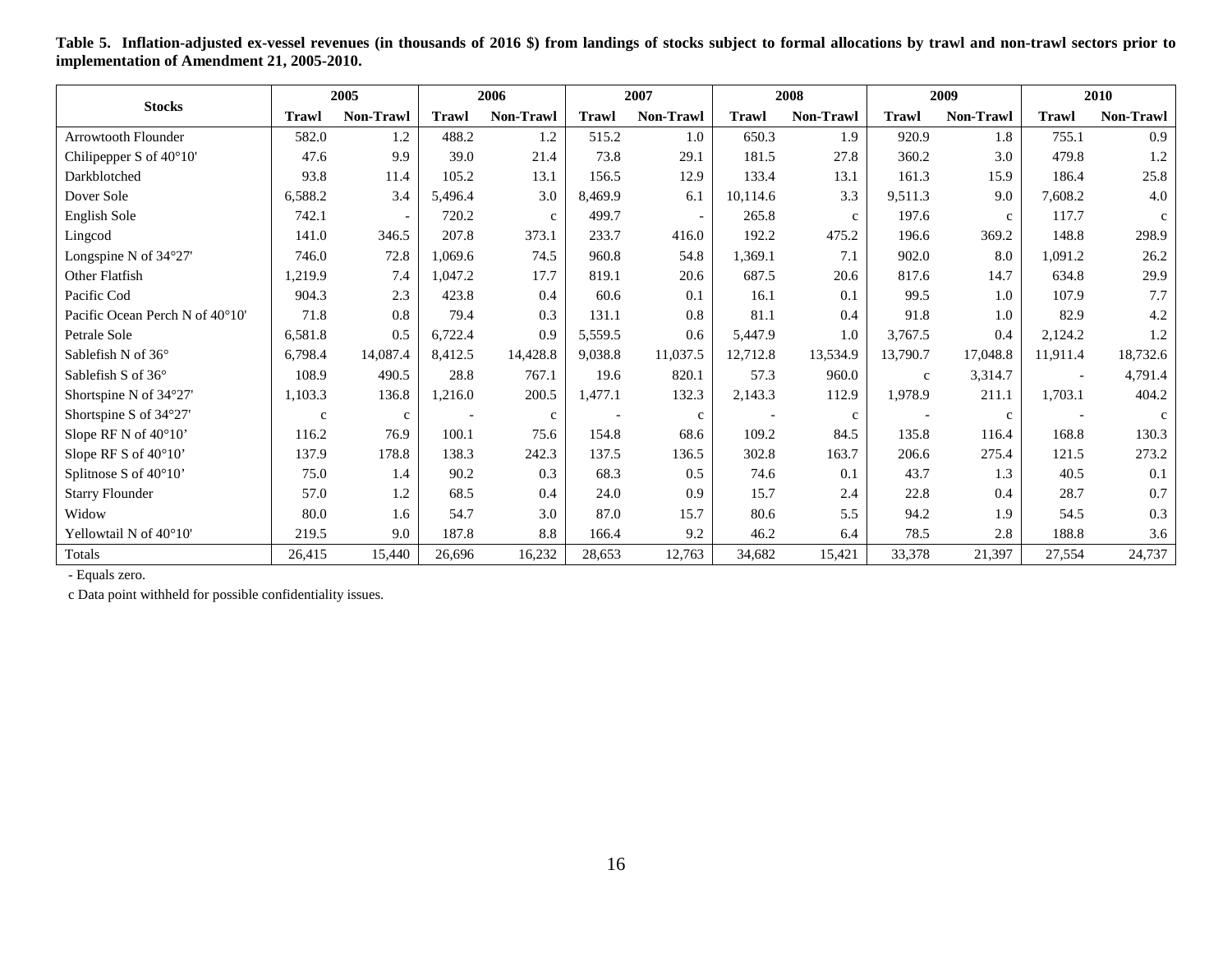**Table 5. Inflation-adjusted ex-vessel revenues (in thousands of 2016 \$) from landings of stocks subject to formal allocations by trawl and non-trawl sectors prior to implementation of Amendment 21, 2005-2010.**

| Stocks | 2005 | | 2006 | | 2007 | | 2008 | | 2009 | | 2010 | |
|---|---|---|---|---|---|---|---|---|---|---|---|---|
| | Trawl | Non-Trawl | Trawl | Non-Trawl | Trawl | Non-Trawl | Trawl | Non-Trawl | Trawl | Non-Trawl | Trawl | Non-Trawl |
| Arrowtooth Flounder | 582.0 | 1.2 | 488.2 | 1.2 | 515.2 | 1.0 | 650.3 | 1.9 | 920.9 | 1.8 | 755.1 | 0.9 |
| Chilipepper S of 40°10' | 47.6 | 9.9 | 39.0 | 21.4 | 73.8 | 29.1 | 181.5 | 27.8 | 360.2 | 3.0 | 479.8 | 1.2 |
| Darkblotched | 93.8 | 11.4 | 105.2 | 13.1 | 156.5 | 12.9 | 133.4 | 13.1 | 161.3 | 15.9 | 186.4 | 25.8 |
| Dover Sole | 6,588.2 | 3.4 | 5,496.4 | 3.0 | 8,469.9 | 6.1 | 10,114.6 | 3.3 | 9,511.3 | 9.0 | 7,608.2 | 4.0 |
| English Sole | 742.1 | - | 720.2 | c | 499.7 | - | 265.8 | c | 197.6 | c | 117.7 | c |
| Lingcod | 141.0 | 346.5 | 207.8 | 373.1 | 233.7 | 416.0 | 192.2 | 475.2 | 196.6 | 369.2 | 148.8 | 298.9 |
| Longspine N of 34°27' | 746.0 | 72.8 | 1,069.6 | 74.5 | 960.8 | 54.8 | 1,369.1 | 7.1 | 902.0 | 8.0 | 1,091.2 | 26.2 |
| Other Flatfish | 1,219.9 | 7.4 | 1,047.2 | 17.7 | 819.1 | 20.6 | 687.5 | 20.6 | 817.6 | 14.7 | 634.8 | 29.9 |
| Pacific Cod | 904.3 | 2.3 | 423.8 | 0.4 | 60.6 | 0.1 | 16.1 | 0.1 | 99.5 | 1.0 | 107.9 | 7.7 |
| Pacific Ocean Perch N of 40°10' | 71.8 | 0.8 | 79.4 | 0.3 | 131.1 | 0.8 | 81.1 | 0.4 | 91.8 | 1.0 | 82.9 | 4.2 |
| Petrale Sole | 6,581.8 | 0.5 | 6,722.4 | 0.9 | 5,559.5 | 0.6 | 5,447.9 | 1.0 | 3,767.5 | 0.4 | 2,124.2 | 1.2 |
| Sablefish N of 36° | 6,798.4 | 14,087.4 | 8,412.5 | 14,428.8 | 9,038.8 | 11,037.5 | 12,712.8 | 13,534.9 | 13,790.7 | 17,048.8 | 11,911.4 | 18,732.6 |
| Sablefish S of 36° | 108.9 | 490.5 | 28.8 | 767.1 | 19.6 | 820.1 | 57.3 | 960.0 | c | 3,314.7 | - | 4,791.4 |
| Shortspine N of 34°27' | 1,103.3 | 136.8 | 1,216.0 | 200.5 | 1,477.1 | 132.3 | 2,143.3 | 112.9 | 1,978.9 | 211.1 | 1,703.1 | 404.2 |
| Shortspine S of 34°27' | c | c | - | c | - | c | - | c | - | c | - | c |
| Slope RF N of 40°10’ | 116.2 | 76.9 | 100.1 | 75.6 | 154.8 | 68.6 | 109.2 | 84.5 | 135.8 | 116.4 | 168.8 | 130.3 |
| Slope RF S of 40°10’ | 137.9 | 178.8 | 138.3 | 242.3 | 137.5 | 136.5 | 302.8 | 163.7 | 206.6 | 275.4 | 121.5 | 273.2 |
| Splitnose S of 40°10’ | 75.0 | 1.4 | 90.2 | 0.3 | 68.3 | 0.5 | 74.6 | 0.1 | 43.7 | 1.3 | 40.5 | 0.1 |
| Starry Flounder | 57.0 | 1.2 | 68.5 | 0.4 | 24.0 | 0.9 | 15.7 | 2.4 | 22.8 | 0.4 | 28.7 | 0.7 |
| Widow | 80.0 | 1.6 | 54.7 | 3.0 | 87.0 | 15.7 | 80.6 | 5.5 | 94.2 | 1.9 | 54.5 | 0.3 |
| Yellowtail N of 40°10' | 219.5 | 9.0 | 187.8 | 8.8 | 166.4 | 9.2 | 46.2 | 6.4 | 78.5 | 2.8 | 188.8 | 3.6 |
| Totals | 26,415 | 15,440 | 26,696 | 16,232 | 28,653 | 12,763 | 34,682 | 15,421 | 33,378 | 21,397 | 27,554 | 24,737 |

- Equals zero.

c Data point withheld for possible confidentiality issues.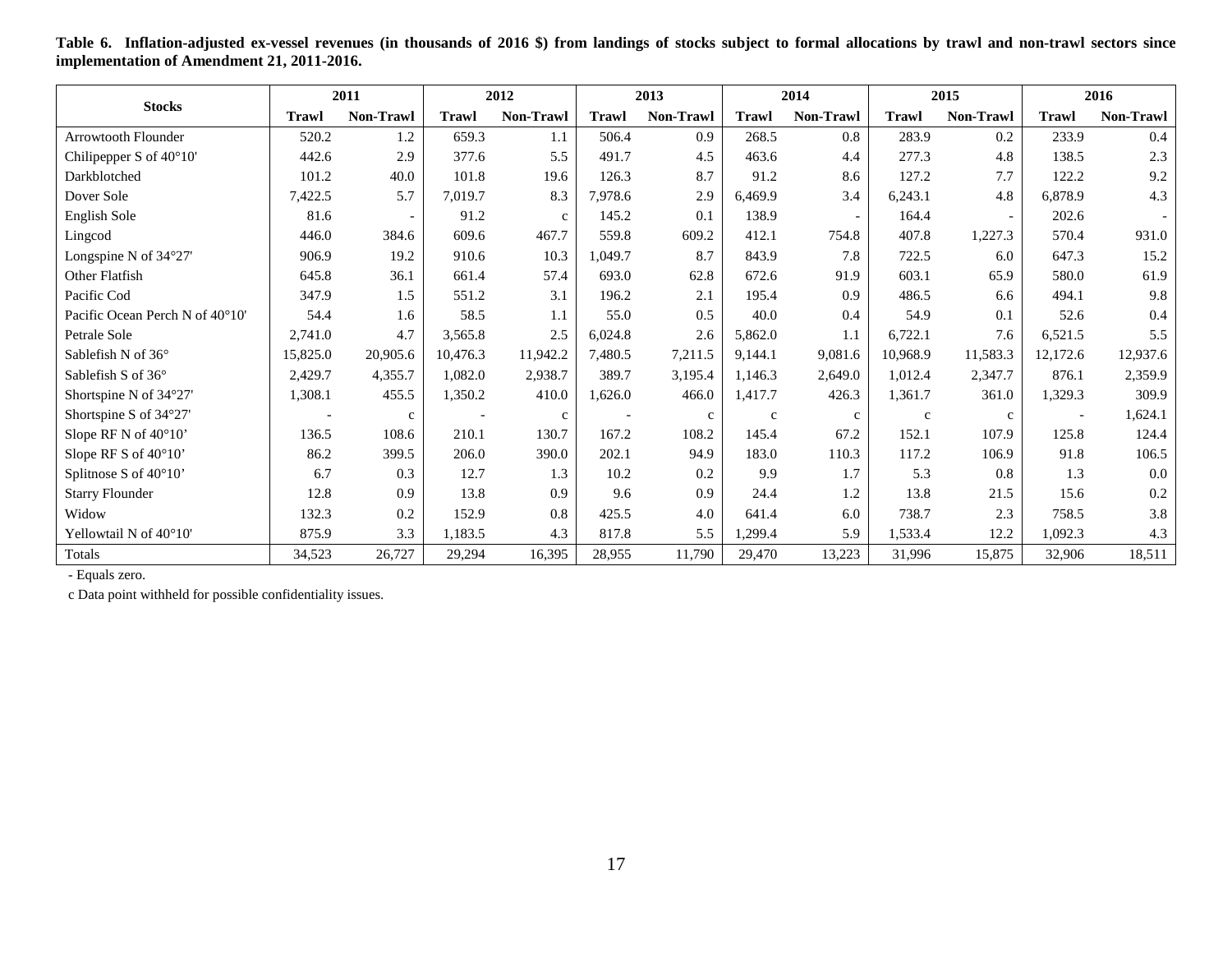**Table 6. Inflation-adjusted ex-vessel revenues (in thousands of 2016 $) from landings of stocks subject to formal allocations by trawl and non-trawl sectors since implementation of Amendment 21, 2011-2016.**

| Stocks | 2011 | | 2012 | | 2013 | | 2014 | | 2015 | | 2016 | |
|---|---|---|---|---|---|---|---|---|---|---|---|---|
| | Trawl | Non-Trawl | Trawl | Non-Trawl | Trawl | Non-Trawl | Trawl | Non-Trawl | Trawl | Non-Trawl | Trawl | Non-Trawl |
| Arrowtooth Flounder | 520.2 | 1.2 | 659.3 | 1.1 | 506.4 | 0.9 | 268.5 | 0.8 | 283.9 | 0.2 | 233.9 | 0.4 |
| Chilipepper S of 40°10' | 442.6 | 2.9 | 377.6 | 5.5 | 491.7 | 4.5 | 463.6 | 4.4 | 277.3 | 4.8 | 138.5 | 2.3 |
| Darkblotched | 101.2 | 40.0 | 101.8 | 19.6 | 126.3 | 8.7 | 91.2 | 8.6 | 127.2 | 7.7 | 122.2 | 9.2 |
| Dover Sole | 7,422.5 | 5.7 | 7,019.7 | 8.3 | 7,978.6 | 2.9 | 6,469.9 | 3.4 | 6,243.1 | 4.8 | 6,878.9 | 4.3 |
| English Sole | 81.6 | - | 91.2 | c | 145.2 | 0.1 | 138.9 | - | 164.4 | - | 202.6 | - |
| Lingcod | 446.0 | 384.6 | 609.6 | 467.7 | 559.8 | 609.2 | 412.1 | 754.8 | 407.8 | 1,227.3 | 570.4 | 931.0 |
| Longspine N of 34°27' | 906.9 | 19.2 | 910.6 | 10.3 | 1,049.7 | 8.7 | 843.9 | 7.8 | 722.5 | 6.0 | 647.3 | 15.2 |
| Other Flatfish | 645.8 | 36.1 | 661.4 | 57.4 | 693.0 | 62.8 | 672.6 | 91.9 | 603.1 | 65.9 | 580.0 | 61.9 |
| Pacific Cod | 347.9 | 1.5 | 551.2 | 3.1 | 196.2 | 2.1 | 195.4 | 0.9 | 486.5 | 6.6 | 494.1 | 9.8 |
| Pacific Ocean Perch N of 40°10' | 54.4 | 1.6 | 58.5 | 1.1 | 55.0 | 0.5 | 40.0 | 0.4 | 54.9 | 0.1 | 52.6 | 0.4 |
| Petrale Sole | 2,741.0 | 4.7 | 3,565.8 | 2.5 | 6,024.8 | 2.6 | 5,862.0 | 1.1 | 6,722.1 | 7.6 | 6,521.5 | 5.5 |
| Sablefish N of 36° | 15,825.0 | 20,905.6 | 10,476.3 | 11,942.2 | 7,480.5 | 7,211.5 | 9,144.1 | 9,081.6 | 10,968.9 | 11,583.3 | 12,172.6 | 12,937.6 |
| Sablefish S of 36° | 2,429.7 | 4,355.7 | 1,082.0 | 2,938.7 | 389.7 | 3,195.4 | 1,146.3 | 2,649.0 | 1,012.4 | 2,347.7 | 876.1 | 2,359.9 |
| Shortspine N of 34°27' | 1,308.1 | 455.5 | 1,350.2 | 410.0 | 1,626.0 | 466.0 | 1,417.7 | 426.3 | 1,361.7 | 361.0 | 1,329.3 | 309.9 |
| Shortspine S of 34°27' | - | c | - | c | - | c | c | c | c | c | - | 1,624.1 |
| Slope RF N of 40°10’ | 136.5 | 108.6 | 210.1 | 130.7 | 167.2 | 108.2 | 145.4 | 67.2 | 152.1 | 107.9 | 125.8 | 124.4 |
| Slope RF S of 40°10’ | 86.2 | 399.5 | 206.0 | 390.0 | 202.1 | 94.9 | 183.0 | 110.3 | 117.2 | 106.9 | 91.8 | 106.5 |
| Splitnose S of 40°10’ | 6.7 | 0.3 | 12.7 | 1.3 | 10.2 | 0.2 | 9.9 | 1.7 | 5.3 | 0.8 | 1.3 | 0.0 |
| Starry Flounder | 12.8 | 0.9 | 13.8 | 0.9 | 9.6 | 0.9 | 24.4 | 1.2 | 13.8 | 21.5 | 15.6 | 0.2 |
| Widow | 132.3 | 0.2 | 152.9 | 0.8 | 425.5 | 4.0 | 641.4 | 6.0 | 738.7 | 2.3 | 758.5 | 3.8 |
| Yellowtail N of 40°10' | 875.9 | 3.3 | 1,183.5 | 4.3 | 817.8 | 5.5 | 1,299.4 | 5.9 | 1,533.4 | 12.2 | 1,092.3 | 4.3 |
| Totals | 34,523 | 26,727 | 29,294 | 16,395 | 28,955 | 11,790 | 29,470 | 13,223 | 31,996 | 15,875 | 32,906 | 18,511 |

- Equals zero.

c Data point withheld for possible confidentiality issues.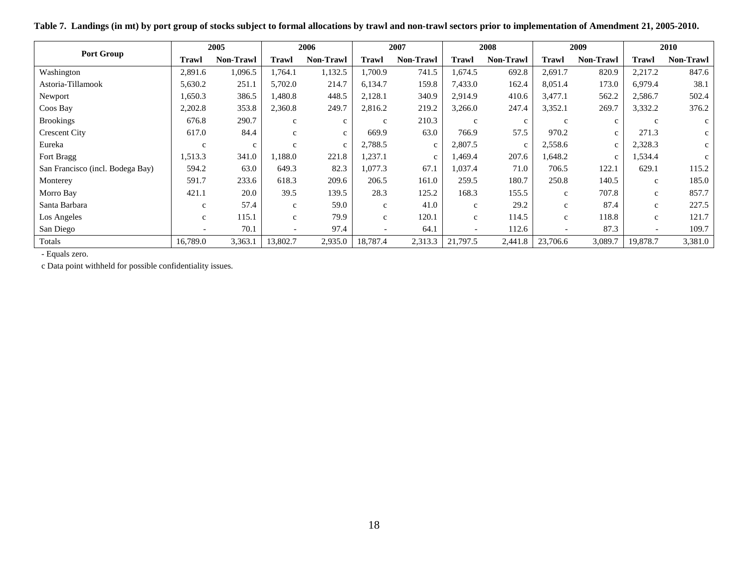**Table 7. Landings (in mt) by port group of stocks subject to formal allocations by trawl and non-trawl sectors prior to implementation of Amendment 21, 2005-2010.**

| Port Group | 2005 | | 2006 | | 2007 | | 2008 | | 2009 | | 2010 | |
|---|---|---|---|---|---|---|---|---|---|---|---|---|
| | Trawl | Non-Trawl | Trawl | Non-Trawl | Trawl | Non-Trawl | Trawl | Non-Trawl | Trawl | Non-Trawl | Trawl | Non-Trawl |
| Washington | 2,891.6 | 1,096.5 | 1,764.1 | 1,132.5 | 1,700.9 | 741.5 | 1,674.5 | 692.8 | 2,691.7 | 820.9 | 2,217.2 | 847.6 |
| Astoria-Tillamook | 5,630.2 | 251.1 | 5,702.0 | 214.7 | 6,134.7 | 159.8 | 7,433.0 | 162.4 | 8,051.4 | 173.0 | 6,979.4 | 38.1 |
| Newport | 1,650.3 | 386.5 | 1,480.8 | 448.5 | 2,128.1 | 340.9 | 2,914.9 | 410.6 | 3,477.1 | 562.2 | 2,586.7 | 502.4 |
| Coos Bay | 2,202.8 | 353.8 | 2,360.8 | 249.7 | 2,816.2 | 219.2 | 3,266.0 | 247.4 | 3,352.1 | 269.7 | 3,332.2 | 376.2 |
| Brookings | 676.8 | 290.7 | c | c | c | 210.3 | c | c | c | c | c | c |
| Crescent City | 617.0 | 84.4 | c | c | 669.9 | 63.0 | 766.9 | 57.5 | 970.2 | c | 271.3 | c |
| Eureka | c | c | c | c | 2,788.5 | c | 2,807.5 | c | 2,558.6 | c | 2,328.3 | c |
| Fort Bragg | 1,513.3 | 341.0 | 1,188.0 | 221.8 | 1,237.1 | c | 1,469.4 | 207.6 | 1,648.2 | c | 1,534.4 | c |
| San Francisco (incl. Bodega Bay) | 594.2 | 63.0 | 649.3 | 82.3 | 1,077.3 | 67.1 | 1,037.4 | 71.0 | 706.5 | 122.1 | 629.1 | 115.2 |
| Monterey | 591.7 | 233.6 | 618.3 | 209.6 | 206.5 | 161.0 | 259.5 | 180.7 | 250.8 | 140.5 | c | 185.0 |
| Morro Bay | 421.1 | 20.0 | 39.5 | 139.5 | 28.3 | 125.2 | 168.3 | 155.5 | c | 707.8 | c | 857.7 |
| Santa Barbara | c | 57.4 | c | 59.0 | c | 41.0 | c | 29.2 | c | 87.4 | c | 227.5 |
| Los Angeles | c | 115.1 | c | 79.9 | c | 120.1 | c | 114.5 | c | 118.8 | c | 121.7 |
| San Diego | - | 70.1 | - | 97.4 | - | 64.1 | - | 112.6 | - | 87.3 | - | 109.7 |
| Totals | 16,789.0 | 3,363.1 | 13,802.7 | 2,935.0 | 18,787.4 | 2,313.3 | 21,797.5 | 2,441.8 | 23,706.6 | 3,089.7 | 19,878.7 | 3,381.0 |

- Equals zero.

c Data point withheld for possible confidentiality issues.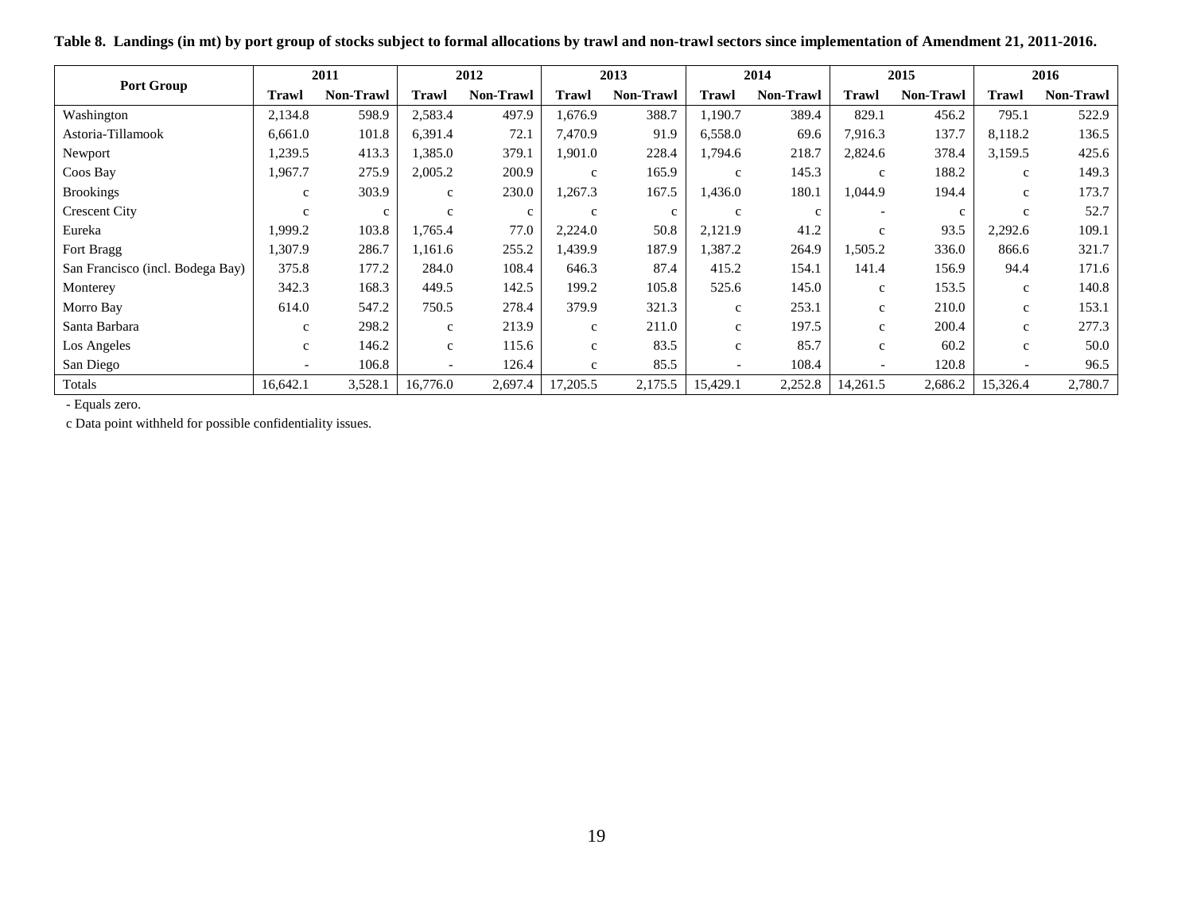**Table 8. Landings (in mt) by port group of stocks subject to formal allocations by trawl and non-trawl sectors since implementation of Amendment 21, 2011-2016.**

| Port Group | 2011 | | 2012 | | 2013 | | 2014 | | 2015 | | 2016 | |
|---|---|---|---|---|---|---|---|---|---|---|---|---|
| | Trawl | Non-Trawl | Trawl | Non-Trawl | Trawl | Non-Trawl | Trawl | Non-Trawl | Trawl | Non-Trawl | Trawl | Non-Trawl |
| Washington | 2,134.8 | 598.9 | 2,583.4 | 497.9 | 1,676.9 | 388.7 | 1,190.7 | 389.4 | 829.1 | 456.2 | 795.1 | 522.9 |
| Astoria-Tillamook | 6,661.0 | 101.8 | 6,391.4 | 72.1 | 7,470.9 | 91.9 | 6,558.0 | 69.6 | 7,916.3 | 137.7 | 8,118.2 | 136.5 |
| Newport | 1,239.5 | 413.3 | 1,385.0 | 379.1 | 1,901.0 | 228.4 | 1,794.6 | 218.7 | 2,824.6 | 378.4 | 3,159.5 | 425.6 |
| Coos Bay | 1,967.7 | 275.9 | 2,005.2 | 200.9 | c | 165.9 | c | 145.3 | c | 188.2 | c | 149.3 |
| Brookings | c | 303.9 | c | 230.0 | 1,267.3 | 167.5 | 1,436.0 | 180.1 | 1,044.9 | 194.4 | c | 173.7 |
| Crescent City | c | c | c | c | c | c | c | c | - | c | c | 52.7 |
| Eureka | 1,999.2 | 103.8 | 1,765.4 | 77.0 | 2,224.0 | 50.8 | 2,121.9 | 41.2 | c | 93.5 | 2,292.6 | 109.1 |
| Fort Bragg | 1,307.9 | 286.7 | 1,161.6 | 255.2 | 1,439.9 | 187.9 | 1,387.2 | 264.9 | 1,505.2 | 336.0 | 866.6 | 321.7 |
| San Francisco (incl. Bodega Bay) | 375.8 | 177.2 | 284.0 | 108.4 | 646.3 | 87.4 | 415.2 | 154.1 | 141.4 | 156.9 | 94.4 | 171.6 |
| Monterey | 342.3 | 168.3 | 449.5 | 142.5 | 199.2 | 105.8 | 525.6 | 145.0 | c | 153.5 | c | 140.8 |
| Morro Bay | 614.0 | 547.2 | 750.5 | 278.4 | 379.9 | 321.3 | c | 253.1 | c | 210.0 | c | 153.1 |
| Santa Barbara | c | 298.2 | c | 213.9 | c | 211.0 | c | 197.5 | c | 200.4 | c | 277.3 |
| Los Angeles | c | 146.2 | c | 115.6 | c | 83.5 | c | 85.7 | c | 60.2 | c | 50.0 |
| San Diego | - | 106.8 | - | 126.4 | c | 85.5 | - | 108.4 | - | 120.8 | - | 96.5 |
| Totals | 16,642.1 | 3,528.1 | 16,776.0 | 2,697.4 | 17,205.5 | 2,175.5 | 15,429.1 | 2,252.8 | 14,261.5 | 2,686.2 | 15,326.4 | 2,780.7 |

- Equals zero.

c Data point withheld for possible confidentiality issues.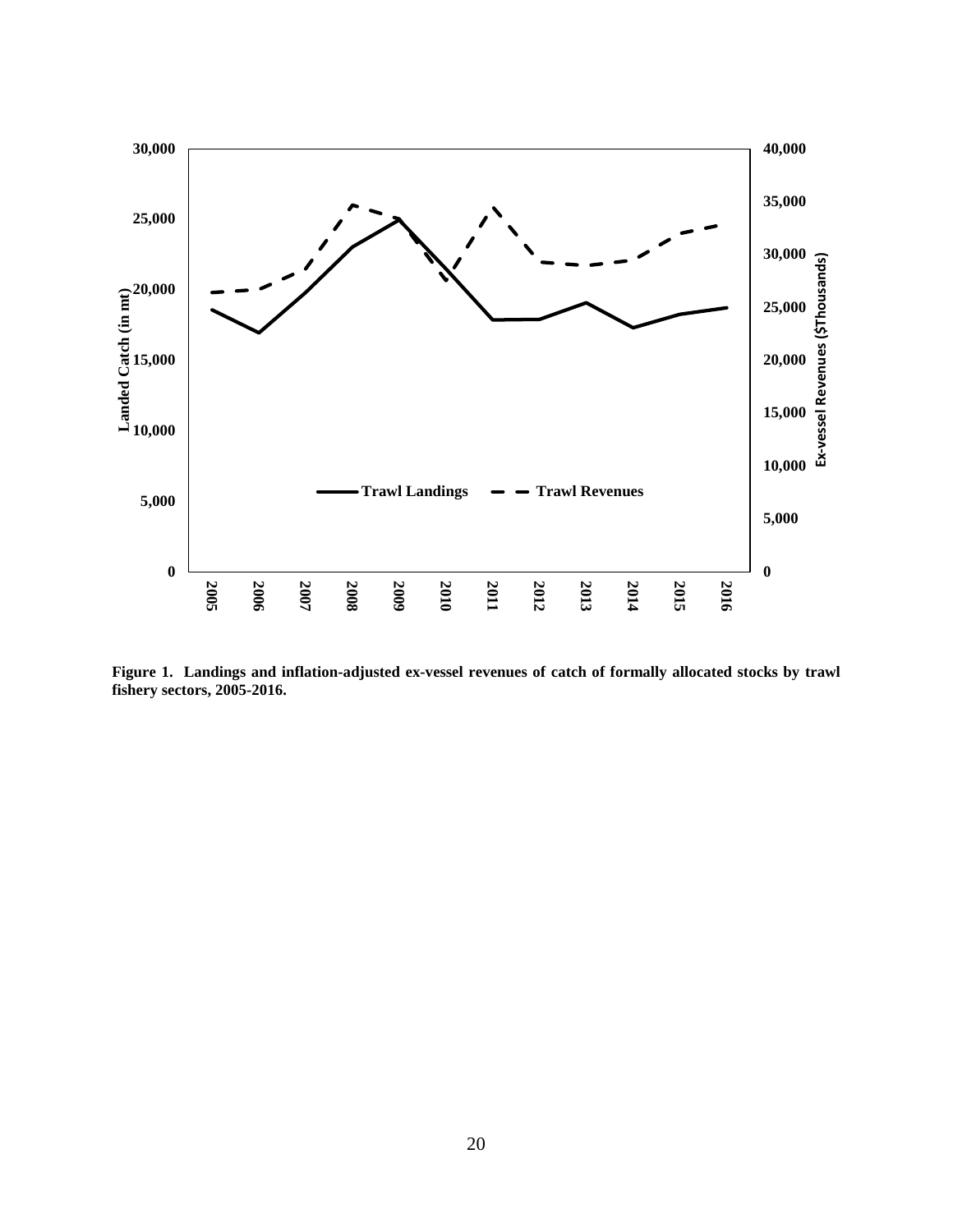**Figure 1. Landings and inflation-adjusted ex-vessel revenues of catch of formally allocated stocks by trawl fishery sectors, 2005-2016.**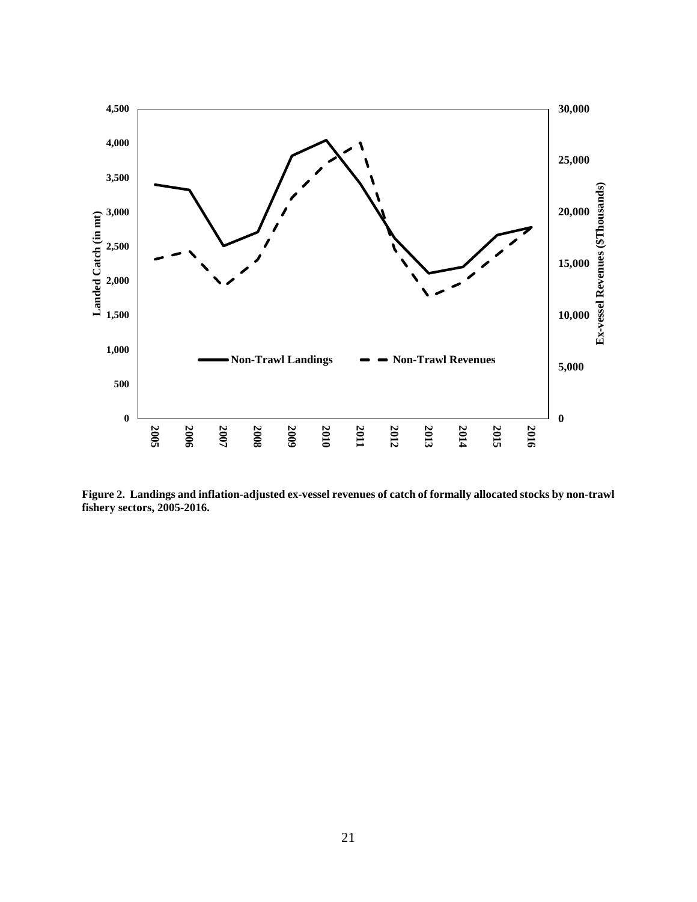**Figure 2. Landings and inflation-adjusted ex-vessel revenues of catch of formally allocated stocks by non-trawl fishery sectors, 2005-2016.**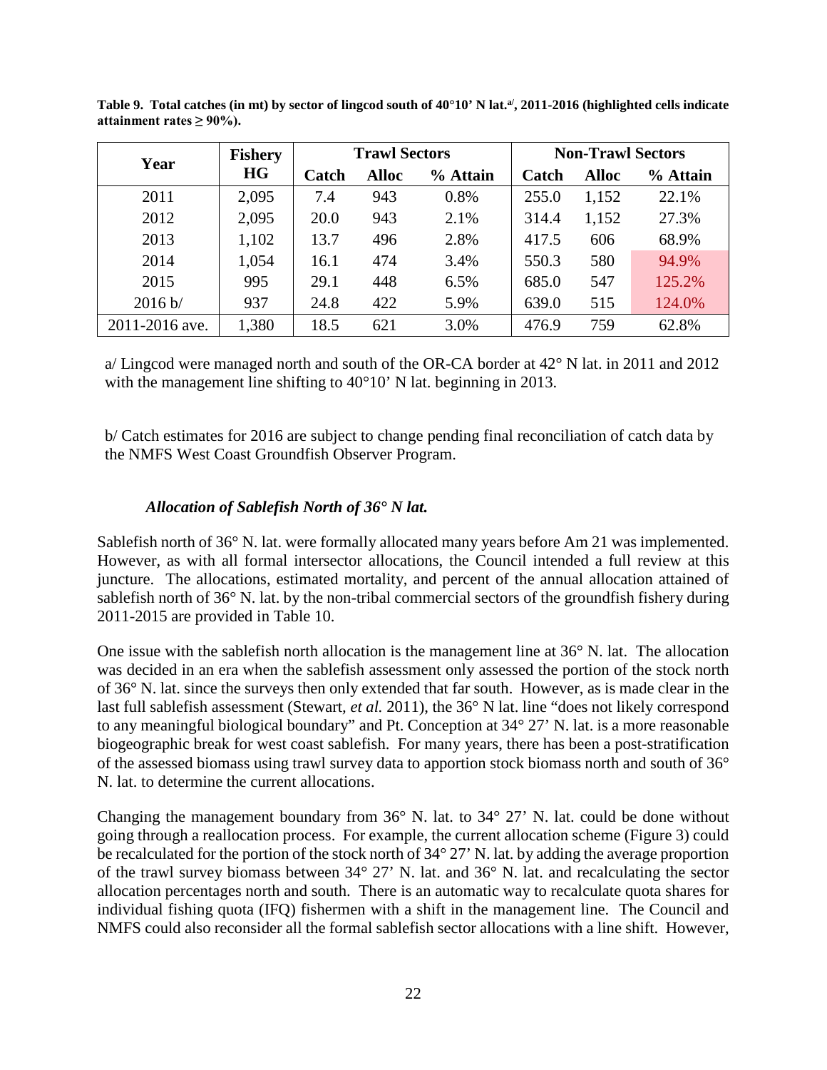**Table 9. Total catches (in mt) by sector of lingcod south of 40°10' N lat.[a/], 2011-2016 (highlighted cells indicate attainment rates ≥ 90%).**

| Year | Fishery HG | Trawl Sectors | | | Non-Trawl Sectors | | |
|---|---|---|---|---|---|---|---|
| | | Catch | Alloc | % Attain | Catch | Alloc | % Attain |
| 2011 | 2,095 | 7.4 | 943 | 0.8% | 255.0 | 1,152 | 22.1% |
| 2012 | 2,095 | 20.0 | 943 | 2.1% | 314.4 | 1,152 | 27.3% |
| 2013 | 1,102 | 13.7 | 496 | 2.8% | 417.5 | 606 | 68.9% |
| 2014 | 1,054 | 16.1 | 474 | 3.4% | 550.3 | 580 | 94.9% |
| 2015 | 995 | 29.1 | 448 | 6.5% | 685.0 | 547 | 125.2% |
| 2016 b/ | 937 | 24.8 | 422 | 5.9% | 639.0 | 515 | 124.0% |
| 2011-2016 ave. | 1,380 | 18.5 | 621 | 3.0% | 476.9 | 759 | 62.8% |

a/ Lingcod were managed north and south of the OR-CA border at 42° N lat. in 2011 and 2012 with the management line shifting to 40°10' N lat. beginning in 2013.

b/ Catch estimates for 2016 are subject to change pending final reconciliation of catch data by the NMFS West Coast Groundfish Observer Program.

### *Allocation of Sablefish North of 36° N lat.*

Sablefish north of 36° N. lat. were formally allocated many years before Am 21 was implemented. However, as with all formal intersector allocations, the Council intended a full review at this juncture. The allocations, estimated mortality, and percent of the annual allocation attained of sablefish north of 36° N. lat. by the non-tribal commercial sectors of the groundfish fishery during 2011-2015 are provided in Table 10.

One issue with the sablefish north allocation is the management line at 36° N. lat. The allocation was decided in an era when the sablefish assessment only assessed the portion of the stock north of 36° N. lat. since the surveys then only extended that far south. However, as is made clear in the last full sablefish assessment (Stewart, *et al.* 2011), the 36° N lat. line "does not likely correspond to any meaningful biological boundary" and Pt. Conception at 34° 27' N. lat. is a more reasonable biogeographic break for west coast sablefish. For many years, there has been a post-stratification of the assessed biomass using trawl survey data to apportion stock biomass north and south of 36° N. lat. to determine the current allocations.

Changing the management boundary from 36° N. lat. to 34° 27' N. lat. could be done without going through a reallocation process. For example, the current allocation scheme (Figure 3) could be recalculated for the portion of the stock north of 34° 27' N. lat. by adding the average proportion of the trawl survey biomass between 34° 27' N. lat. and 36° N. lat. and recalculating the sector allocation percentages north and south. There is an automatic way to recalculate quota shares for individual fishing quota (IFQ) fishermen with a shift in the management line. The Council and NMFS could also reconsider all the formal sablefish sector allocations with a line shift. However,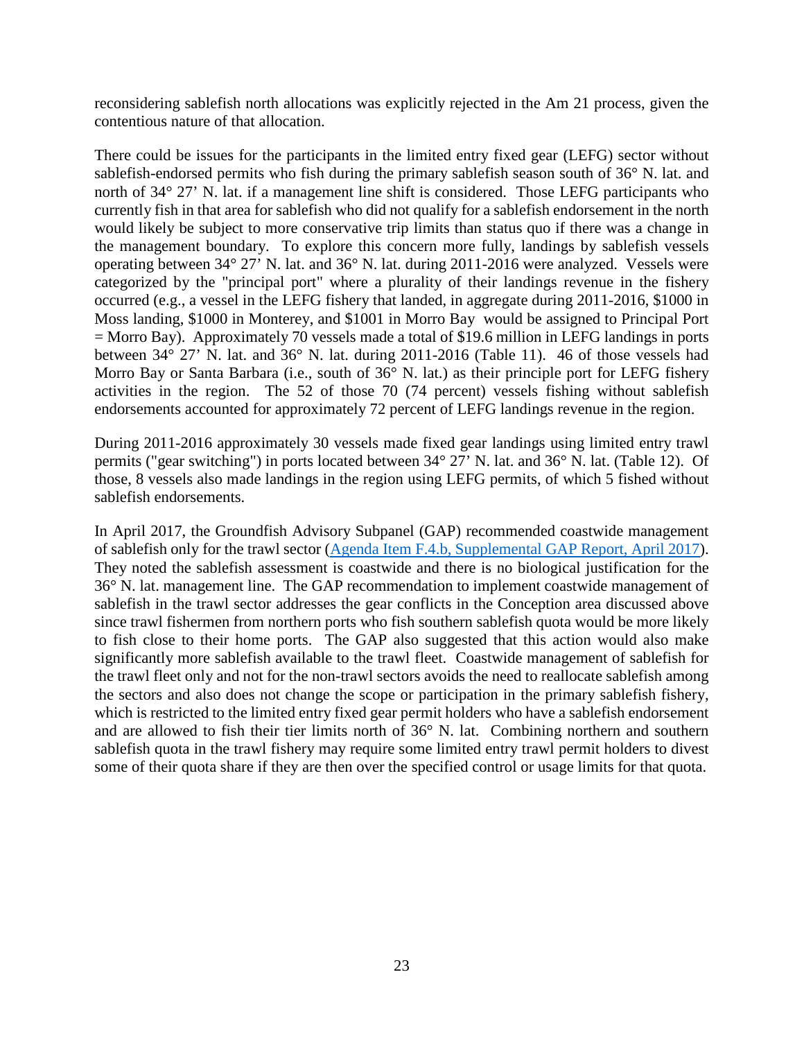reconsidering sablefish north allocations was explicitly rejected in the Am 21 process, given the contentious nature of that allocation.

There could be issues for the participants in the limited entry fixed gear (LEFG) sector without sablefish-endorsed permits who fish during the primary sablefish season south of 36° N. lat. and north of 34° 27' N. lat. if a management line shift is considered. Those LEFG participants who currently fish in that area for sablefish who did not qualify for a sablefish endorsement in the north would likely be subject to more conservative trip limits than status quo if there was a change in the management boundary. To explore this concern more fully, landings by sablefish vessels operating between 34° 27' N. lat. and 36° N. lat. during 2011-2016 were analyzed. Vessels were categorized by the "principal port" where a plurality of their landings revenue in the fishery occurred (e.g., a vessel in the LEFG fishery that landed, in aggregate during 2011-2016, $1000 in Moss landing, $1000 in Monterey, and $1001 in Morro Bay would be assigned to Principal Port = Morro Bay). Approximately 70 vessels made a total of $19.6 million in LEFG landings in ports between 34° 27' N. lat. and 36° N. lat. during 2011-2016 (Table 11). 46 of those vessels had Morro Bay or Santa Barbara (i.e., south of 36° N. lat.) as their principle port for LEFG fishery activities in the region. The 52 of those 70 (74 percent) vessels fishing without sablefish endorsements accounted for approximately 72 percent of LEFG landings revenue in the region.

During 2011-2016 approximately 30 vessels made fixed gear landings using limited entry trawl permits ("gear switching") in ports located between 34° 27' N. lat. and 36° N. lat. (Table 12). Of those, 8 vessels also made landings in the region using LEFG permits, of which 5 fished without sablefish endorsements.

In April 2017, the Groundfish Advisory Subpanel (GAP) recommended coastwide management of sablefish only for the trawl sector (Agenda Item F.4.b, Supplemental GAP Report, April 2017). They noted the sablefish assessment is coastwide and there is no biological justification for the 36° N. lat. management line. The GAP recommendation to implement coastwide management of sablefish in the trawl sector addresses the gear conflicts in the Conception area discussed above since trawl fishermen from northern ports who fish southern sablefish quota would be more likely to fish close to their home ports. The GAP also suggested that this action would also make significantly more sablefish available to the trawl fleet. Coastwide management of sablefish for the trawl fleet only and not for the non-trawl sectors avoids the need to reallocate sablefish among the sectors and also does not change the scope or participation in the primary sablefish fishery, which is restricted to the limited entry fixed gear permit holders who have a sablefish endorsement and are allowed to fish their tier limits north of 36° N. lat. Combining northern and southern sablefish quota in the trawl fishery may require some limited entry trawl permit holders to divest some of their quota share if they are then over the specified control or usage limits for that quota.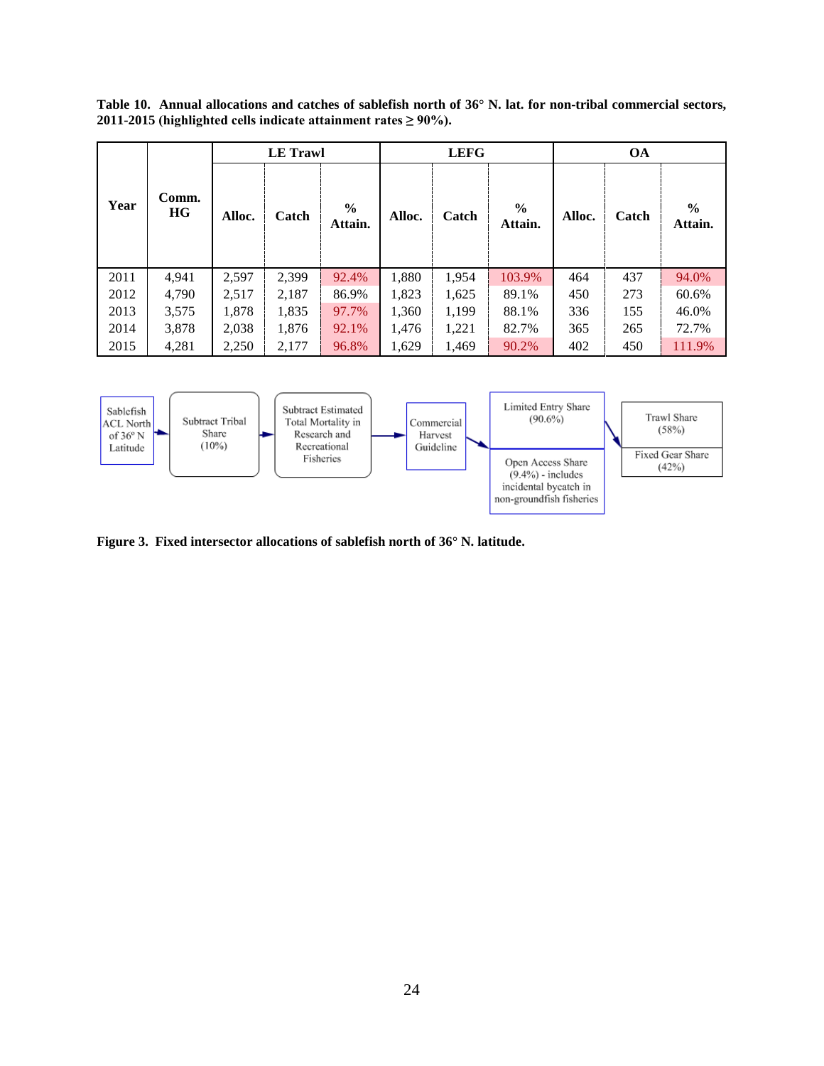**Table 10. Annual allocations and catches of sablefish north of 36° N. lat. for non-tribal commercial sectors, 2011-2015 (highlighted cells indicate attainment rates ≥ 90%).**

| Year | Comm. HG | LE Trawl | | | LEFG | | | OA | | |
|---|---|---|---|---|---|---|---|---|---|---|
| | | Alloc. | Catch | % Attain. | Alloc. | Catch | % Attain. | Alloc. | Catch | % Attain. |
| 2011 | 4,941 | 2,597 | 2,399 | 92.4% | 1,880 | 1,954 | 103.9% | 464 | 437 | 94.0% |
| 2012 | 4,790 | 2,517 | 2,187 | 86.9% | 1,823 | 1,625 | 89.1% | 450 | 273 | 60.6% |
| 2013 | 3,575 | 1,878 | 1,835 | 97.7% | 1,360 | 1,199 | 88.1% | 336 | 155 | 46.0% |
| 2014 | 3,878 | 2,038 | 1,876 | 92.1% | 1,476 | 1,221 | 82.7% | 365 | 265 | 72.7% |
| 2015 | 4,281 | 2,250 | 2,177 | 96.8% | 1,629 | 1,469 | 90.2% | 402 | 450 | 111.9% |

Sablefish ACL North of 36° N Latitude → Subtract Tribal Share (10%) → Subtract Estimated Total Mortality in Research and Recreational Fisheries → Commercial Harvest Guideline → Limited Entry Share (90.6%) / Open Access Share (9.4%) - includes incidental bycatch in non-groundfish fisheries

Limited Entry Share → Trawl Share (58%) / Fixed Gear Share (42%)

**Figure 3. Fixed intersector allocations of sablefish north of 36° N. latitude.**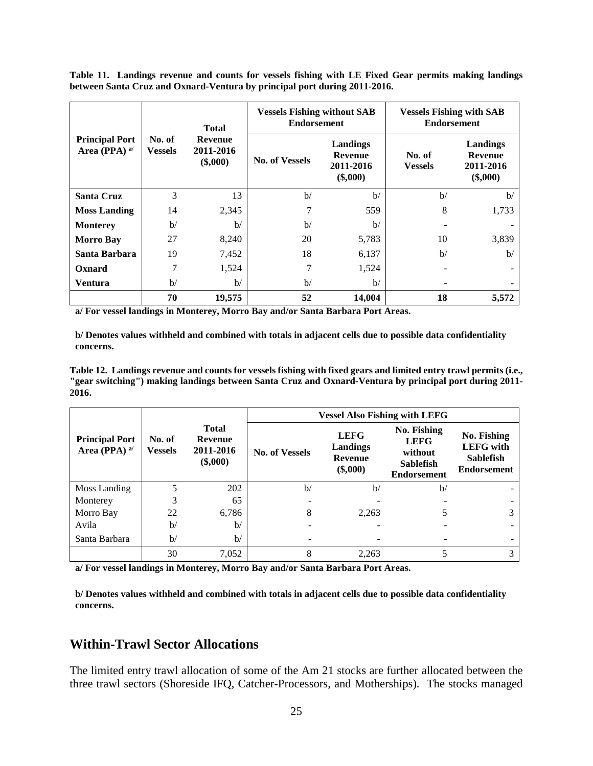**Table 11. Landings revenue and counts for vessels fishing with LE Fixed Gear permits making landings between Santa Cruz and Oxnard-Ventura by principal port during 2011-2016.**

| Principal Port Area (PPA) [a/] | No. of Vessels | Total Revenue 2011-2016 ($,000) | Vessels Fishing without SAB Endorsement | | Vessels Fishing with SAB Endorsement | |
|---|---|---|---|---|---|---|
| | | | No. of Vessels | Landings Revenue 2011-2016 ($,000) | No. of Vessels | Landings Revenue 2011-2016 ($,000) |
| **Santa Cruz** | 3 | 13 | b/ | b/ | b/ | b/ |
| **Moss Landing** | 14 | 2,345 | 7 | 559 | 8 | 1,733 |
| **Monterey** | b/ | b/ | b/ | b/ | - | - |
| **Morro Bay** | 27 | 8,240 | 20 | 5,783 | 10 | 3,839 |
| **Santa Barbara** | 19 | 7,452 | 18 | 6,137 | b/ | b/ |
| **Oxnard** | 7 | 1,524 | 7 | 1,524 | - | - |
| **Ventura** | b/ | b/ | b/ | b/ | - | - |
| | **70** | **19,575** | **52** | **14,004** | **18** | **5,572** |

**a/ For vessel landings in Monterey, Morro Bay and/or Santa Barbara Port Areas.**

**b/ Denotes values withheld and combined with totals in adjacent cells due to possible data confidentiality concerns.**

**Table 12. Landings revenue and counts for vessels fishing with fixed gears and limited entry trawl permits (i.e., "gear switching") making landings between Santa Cruz and Oxnard-Ventura by principal port during 2011-2016.**

| Principal Port Area (PPA) [a/] | No. of Vessels | Total Revenue 2011-2016 ($,000) | Vessel Also Fishing with LEFG | | | |
|---|---|---|---|---|---|---|
| | | | No. of Vessels | LEFG Landings Revenue ($,000) | No. Fishing LEFG without Sablefish Endorsement | No. Fishing LEFG with Sablefish Endorsement |
| Moss Landing | 5 | 202 | b/ | b/ | b/ | - |
| Monterey | 3 | 65 | - | - | - | - |
| Morro Bay | 22 | 6,786 | 8 | 2,263 | 5 | 3 |
| Avila | b/ | b/ | - | - | - | - |
| Santa Barbara | b/ | b/ | - | - | - | - |
| | 30 | 7,052 | 8 | 2,263 | 5 | 3 |

**a/ For vessel landings in Monterey, Morro Bay and/or Santa Barbara Port Areas.**

**b/ Denotes values withheld and combined with totals in adjacent cells due to possible data confidentiality concerns.**

## Within-Trawl Sector Allocations

The limited entry trawl allocation of some of the Am 21 stocks are further allocated between the three trawl sectors (Shoreside IFQ, Catcher-Processors, and Motherships). The stocks managed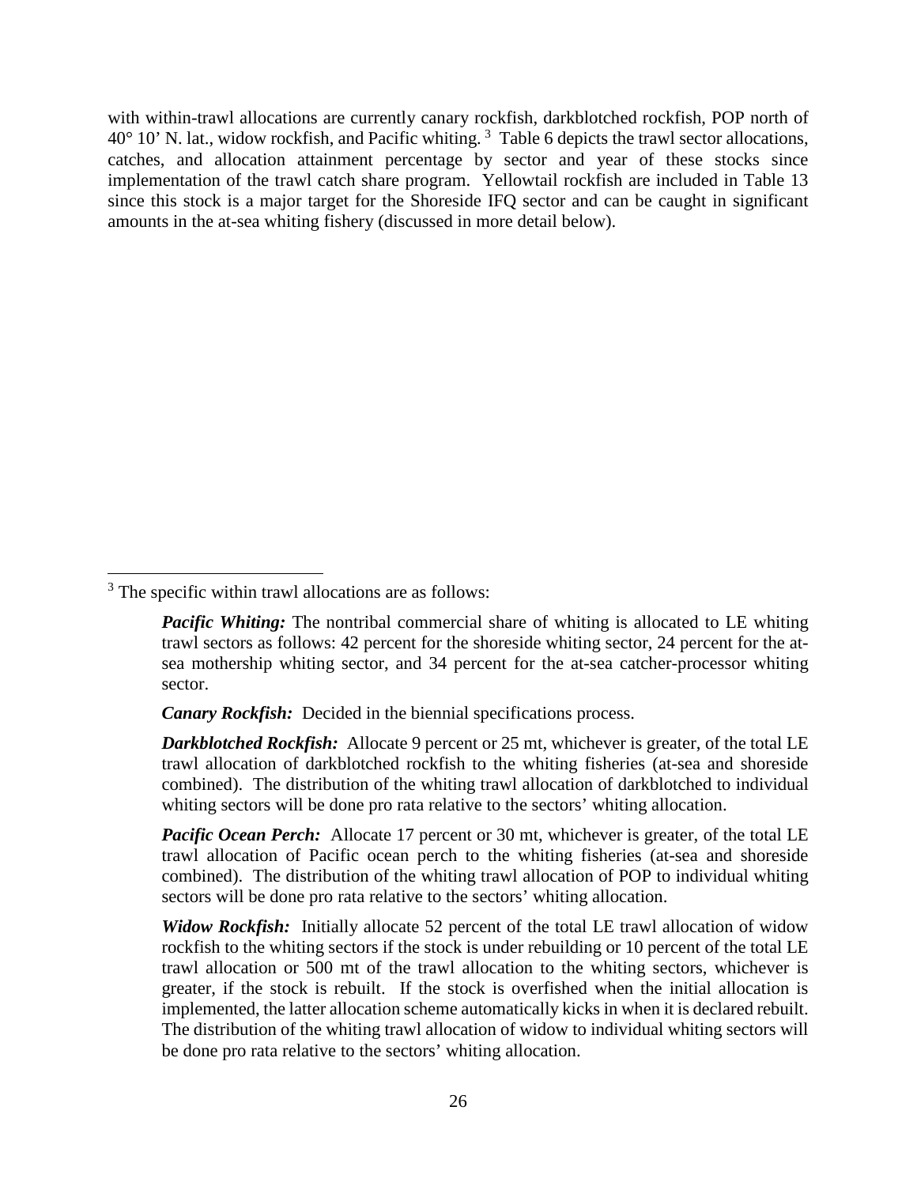with within-trawl allocations are currently canary rockfish, darkblotched rockfish, POP north of 40° 10’ N. lat., widow rockfish, and Pacific whiting. [3] Table 6 depicts the trawl sector allocations, catches, and allocation attainment percentage by sector and year of these stocks since implementation of the trawl catch share program. Yellowtail rockfish are included in Table 13 since this stock is a major target for the Shoreside IFQ sector and can be caught in significant amounts in the at-sea whiting fishery (discussed in more detail below).

---

[3] The specific within trawl allocations are as follows:

> ***Pacific Whiting:*** The nontribal commercial share of whiting is allocated to LE whiting trawl sectors as follows: 42 percent for the shoreside whiting sector, 24 percent for the at-sea mothership whiting sector, and 34 percent for the at-sea catcher-processor whiting sector.
>
> ***Canary Rockfish:*** Decided in the biennial specifications process.
>
> ***Darkblotched Rockfish:*** Allocate 9 percent or 25 mt, whichever is greater, of the total LE trawl allocation of darkblotched rockfish to the whiting fisheries (at-sea and shoreside combined). The distribution of the whiting trawl allocation of darkblotched to individual whiting sectors will be done pro rata relative to the sectors’ whiting allocation.
>
> ***Pacific Ocean Perch:*** Allocate 17 percent or 30 mt, whichever is greater, of the total LE trawl allocation of Pacific ocean perch to the whiting fisheries (at-sea and shoreside combined). The distribution of the whiting trawl allocation of POP to individual whiting sectors will be done pro rata relative to the sectors’ whiting allocation.
>
> ***Widow Rockfish:*** Initially allocate 52 percent of the total LE trawl allocation of widow rockfish to the whiting sectors if the stock is under rebuilding or 10 percent of the total LE trawl allocation or 500 mt of the trawl allocation to the whiting sectors, whichever is greater, if the stock is rebuilt. If the stock is overfished when the initial allocation is implemented, the latter allocation scheme automatically kicks in when it is declared rebuilt. The distribution of the whiting trawl allocation of widow to individual whiting sectors will be done pro rata relative to the sectors’ whiting allocation.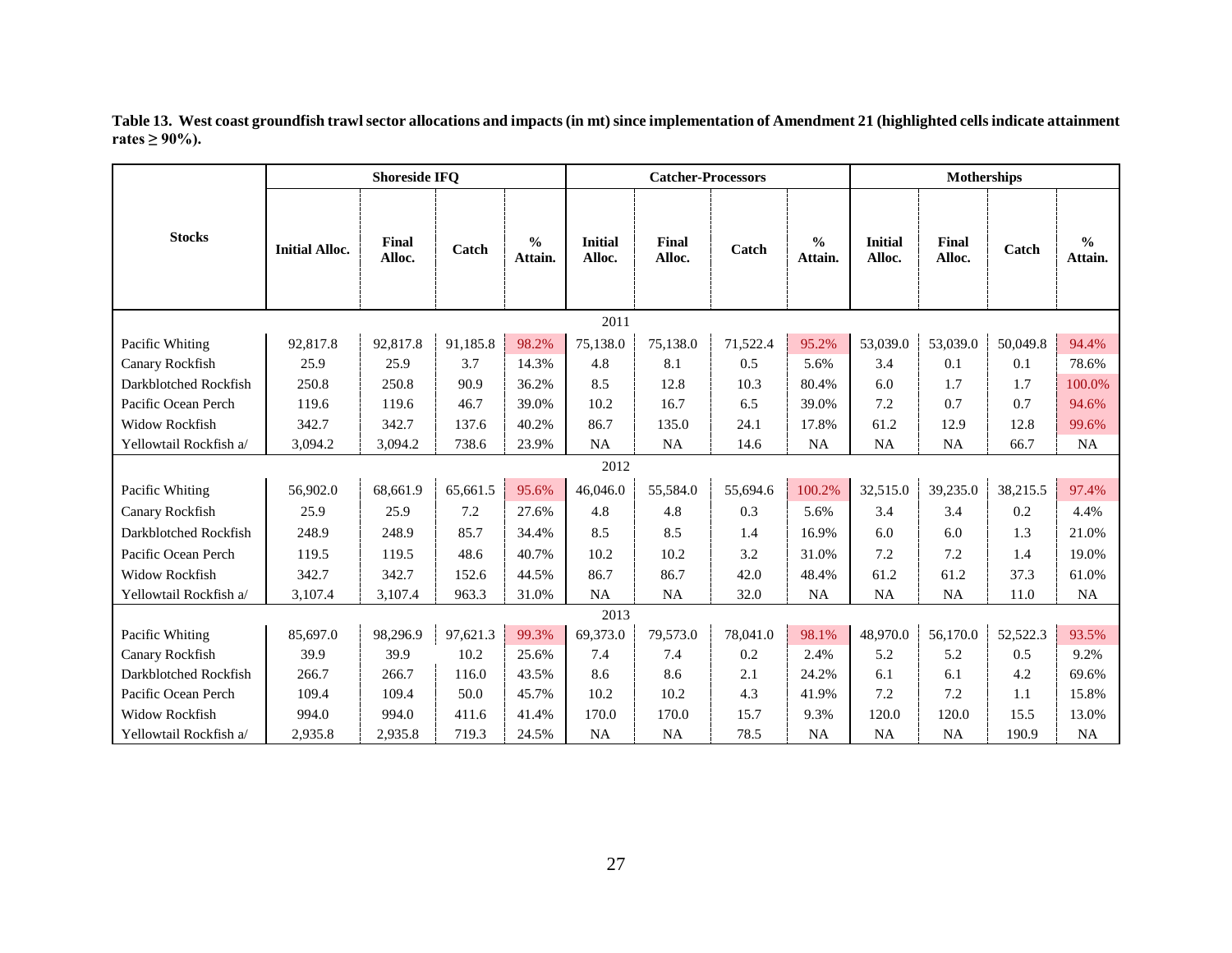**Table 13. West coast groundfish trawl sector allocations and impacts (in mt) since implementation of Amendment 21 (highlighted cells indicate attainment rates ≥ 90%).**

| Stocks | Shoreside IFQ | | | | Catcher-Processors | | | | Motherships | | | |
|---|---|---|---|---|---|---|---|---|---|---|---|---|
| | Initial Alloc. | Final Alloc. | Catch | % Attain. | Initial Alloc. | Final Alloc. | Catch | % Attain. | Initial Alloc. | Final Alloc. | Catch | % Attain. |
| **2011** | | | | | | | | | | | | |
| Pacific Whiting | 92,817.8 | 92,817.8 | 91,185.8 | 98.2% | 75,138.0 | 75,138.0 | 71,522.4 | 95.2% | 53,039.0 | 53,039.0 | 50,049.8 | 94.4% |
| Canary Rockfish | 25.9 | 25.9 | 3.7 | 14.3% | 4.8 | 8.1 | 0.5 | 5.6% | 3.4 | 0.1 | 0.1 | 78.6% |
| Darkblotched Rockfish | 250.8 | 250.8 | 90.9 | 36.2% | 8.5 | 12.8 | 10.3 | 80.4% | 6.0 | 1.7 | 1.7 | 100.0% |
| Pacific Ocean Perch | 119.6 | 119.6 | 46.7 | 39.0% | 10.2 | 16.7 | 6.5 | 39.0% | 7.2 | 0.7 | 0.7 | 94.6% |
| Widow Rockfish | 342.7 | 342.7 | 137.6 | 40.2% | 86.7 | 135.0 | 24.1 | 17.8% | 61.2 | 12.9 | 12.8 | 99.6% |
| Yellowtail Rockfish a/ | 3,094.2 | 3,094.2 | 738.6 | 23.9% | NA | NA | 14.6 | NA | NA | NA | 66.7 | NA |
| **2012** | | | | | | | | | | | | |
| Pacific Whiting | 56,902.0 | 68,661.9 | 65,661.5 | 95.6% | 46,046.0 | 55,584.0 | 55,694.6 | 100.2% | 32,515.0 | 39,235.0 | 38,215.5 | 97.4% |
| Canary Rockfish | 25.9 | 25.9 | 7.2 | 27.6% | 4.8 | 4.8 | 0.3 | 5.6% | 3.4 | 3.4 | 0.2 | 4.4% |
| Darkblotched Rockfish | 248.9 | 248.9 | 85.7 | 34.4% | 8.5 | 8.5 | 1.4 | 16.9% | 6.0 | 6.0 | 1.3 | 21.0% |
| Pacific Ocean Perch | 119.5 | 119.5 | 48.6 | 40.7% | 10.2 | 10.2 | 3.2 | 31.0% | 7.2 | 7.2 | 1.4 | 19.0% |
| Widow Rockfish | 342.7 | 342.7 | 152.6 | 44.5% | 86.7 | 86.7 | 42.0 | 48.4% | 61.2 | 61.2 | 37.3 | 61.0% |
| Yellowtail Rockfish a/ | 3,107.4 | 3,107.4 | 963.3 | 31.0% | NA | NA | 32.0 | NA | NA | NA | 11.0 | NA |
| **2013** | | | | | | | | | | | | |
| Pacific Whiting | 85,697.0 | 98,296.9 | 97,621.3 | 99.3% | 69,373.0 | 79,573.0 | 78,041.0 | 98.1% | 48,970.0 | 56,170.0 | 52,522.3 | 93.5% |
| Canary Rockfish | 39.9 | 39.9 | 10.2 | 25.6% | 7.4 | 7.4 | 0.2 | 2.4% | 5.2 | 5.2 | 0.5 | 9.2% |
| Darkblotched Rockfish | 266.7 | 266.7 | 116.0 | 43.5% | 8.6 | 8.6 | 2.1 | 24.2% | 6.1 | 6.1 | 4.2 | 69.6% |
| Pacific Ocean Perch | 109.4 | 109.4 | 50.0 | 45.7% | 10.2 | 10.2 | 4.3 | 41.9% | 7.2 | 7.2 | 1.1 | 15.8% |
| Widow Rockfish | 994.0 | 994.0 | 411.6 | 41.4% | 170.0 | 170.0 | 15.7 | 9.3% | 120.0 | 120.0 | 15.5 | 13.0% |
| Yellowtail Rockfish a/ | 2,935.8 | 2,935.8 | 719.3 | 24.5% | NA | NA | 78.5 | NA | NA | NA | 190.9 | NA |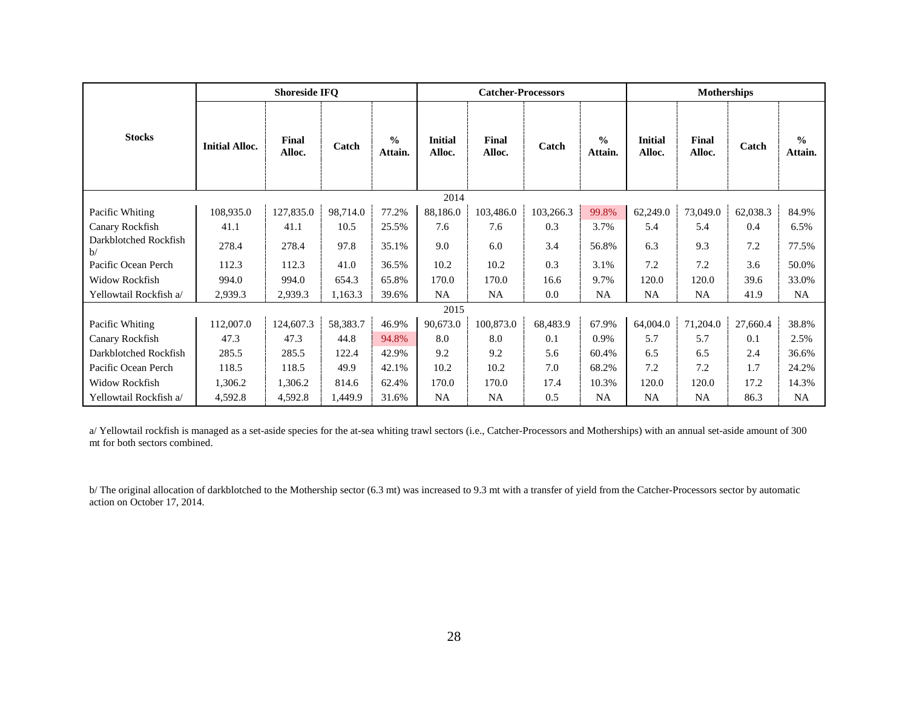| Stocks | Shoreside IFQ | | | | Catcher-Processors | | | | Motherships | | | |
|---|---|---|---|---|---|---|---|---|---|---|---|---|
| | Initial Alloc. | Final Alloc. | Catch | % Attain. | Initial Alloc. | Final Alloc. | Catch | % Attain. | Initial Alloc. | Final Alloc. | Catch | % Attain. |
| 2014 | | | | | | | | | | | | |
| Pacific Whiting | 108,935.0 | 127,835.0 | 98,714.0 | 77.2% | 88,186.0 | 103,486.0 | 103,266.3 | 99.8% | 62,249.0 | 73,049.0 | 62,038.3 | 84.9% |
| Canary Rockfish | 41.1 | 41.1 | 10.5 | 25.5% | 7.6 | 7.6 | 0.3 | 3.7% | 5.4 | 5.4 | 0.4 | 6.5% |
| Darkblotched Rockfish b/ | 278.4 | 278.4 | 97.8 | 35.1% | 9.0 | 6.0 | 3.4 | 56.8% | 6.3 | 9.3 | 7.2 | 77.5% |
| Pacific Ocean Perch | 112.3 | 112.3 | 41.0 | 36.5% | 10.2 | 10.2 | 0.3 | 3.1% | 7.2 | 7.2 | 3.6 | 50.0% |
| Widow Rockfish | 994.0 | 994.0 | 654.3 | 65.8% | 170.0 | 170.0 | 16.6 | 9.7% | 120.0 | 120.0 | 39.6 | 33.0% |
| Yellowtail Rockfish a/ | 2,939.3 | 2,939.3 | 1,163.3 | 39.6% | NA | NA | 0.0 | NA | NA | NA | 41.9 | NA |
| 2015 | | | | | | | | | | | | |
| Pacific Whiting | 112,007.0 | 124,607.3 | 58,383.7 | 46.9% | 90,673.0 | 100,873.0 | 68,483.9 | 67.9% | 64,004.0 | 71,204.0 | 27,660.4 | 38.8% |
| Canary Rockfish | 47.3 | 47.3 | 44.8 | 94.8% | 8.0 | 8.0 | 0.1 | 0.9% | 5.7 | 5.7 | 0.1 | 2.5% |
| Darkblotched Rockfish | 285.5 | 285.5 | 122.4 | 42.9% | 9.2 | 9.2 | 5.6 | 60.4% | 6.5 | 6.5 | 2.4 | 36.6% |
| Pacific Ocean Perch | 118.5 | 118.5 | 49.9 | 42.1% | 10.2 | 10.2 | 7.0 | 68.2% | 7.2 | 7.2 | 1.7 | 24.2% |
| Widow Rockfish | 1,306.2 | 1,306.2 | 814.6 | 62.4% | 170.0 | 170.0 | 17.4 | 10.3% | 120.0 | 120.0 | 17.2 | 14.3% |
| Yellowtail Rockfish a/ | 4,592.8 | 4,592.8 | 1,449.9 | 31.6% | NA | NA | 0.5 | NA | NA | NA | 86.3 | NA |

a/ Yellowtail rockfish is managed as a set-aside species for the at-sea whiting trawl sectors (i.e., Catcher-Processors and Motherships) with an annual set-aside amount of 300 mt for both sectors combined.

b/ The original allocation of darkblotched to the Mothership sector (6.3 mt) was increased to 9.3 mt with a transfer of yield from the Catcher-Processors sector by automatic action on October 17, 2014.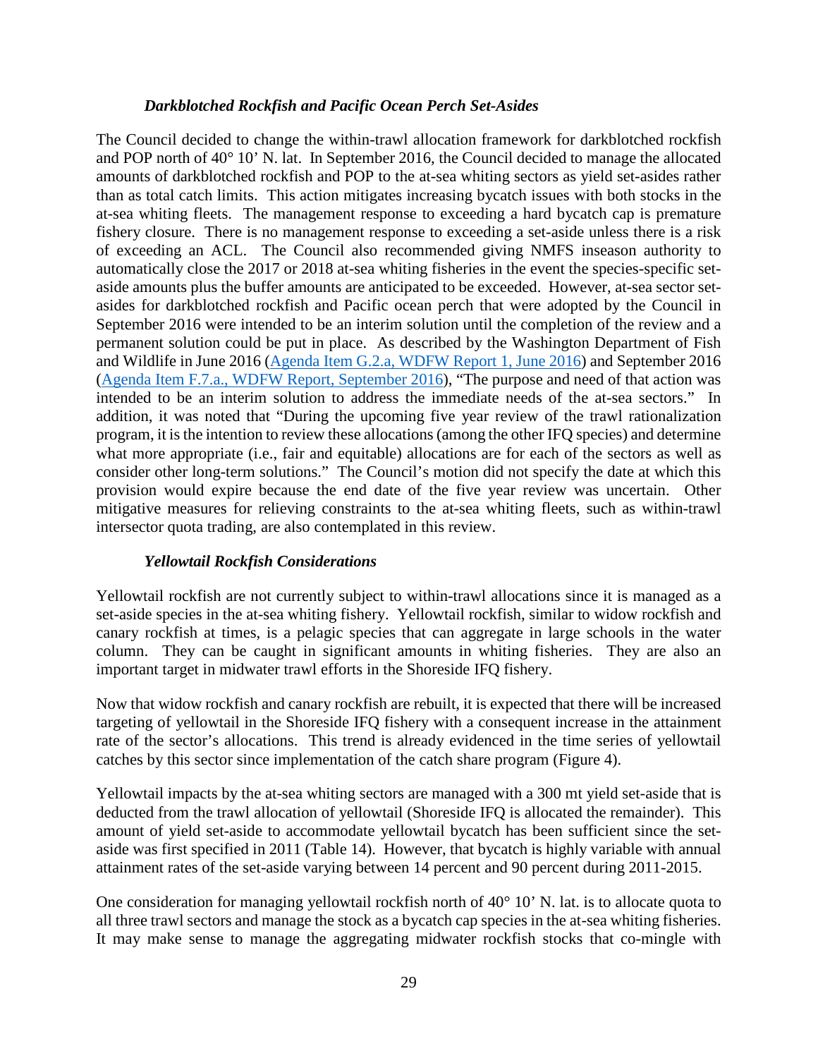#### *Darkblotched Rockfish and Pacific Ocean Perch Set-Asides*

The Council decided to change the within-trawl allocation framework for darkblotched rockfish and POP north of 40° 10' N. lat. In September 2016, the Council decided to manage the allocated amounts of darkblotched rockfish and POP to the at-sea whiting sectors as yield set-asides rather than as total catch limits. This action mitigates increasing bycatch issues with both stocks in the at-sea whiting fleets. The management response to exceeding a hard bycatch cap is premature fishery closure. There is no management response to exceeding a set-aside unless there is a risk of exceeding an ACL. The Council also recommended giving NMFS inseason authority to automatically close the 2017 or 2018 at-sea whiting fisheries in the event the species-specific set-aside amounts plus the buffer amounts are anticipated to be exceeded. However, at-sea sector set-asides for darkblotched rockfish and Pacific ocean perch that were adopted by the Council in September 2016 were intended to be an interim solution until the completion of the review and a permanent solution could be put in place. As described by the Washington Department of Fish and Wildlife in June 2016 (Agenda Item G.2.a, WDFW Report 1, June 2016) and September 2016 (Agenda Item F.7.a., WDFW Report, September 2016), "The purpose and need of that action was intended to be an interim solution to address the immediate needs of the at-sea sectors." In addition, it was noted that "During the upcoming five year review of the trawl rationalization program, it is the intention to review these allocations (among the other IFQ species) and determine what more appropriate (i.e., fair and equitable) allocations are for each of the sectors as well as consider other long-term solutions." The Council's motion did not specify the date at which this provision would expire because the end date of the five year review was uncertain. Other mitigative measures for relieving constraints to the at-sea whiting fleets, such as within-trawl intersector quota trading, are also contemplated in this review.

#### *Yellowtail Rockfish Considerations*

Yellowtail rockfish are not currently subject to within-trawl allocations since it is managed as a set-aside species in the at-sea whiting fishery. Yellowtail rockfish, similar to widow rockfish and canary rockfish at times, is a pelagic species that can aggregate in large schools in the water column. They can be caught in significant amounts in whiting fisheries. They are also an important target in midwater trawl efforts in the Shoreside IFQ fishery.

Now that widow rockfish and canary rockfish are rebuilt, it is expected that there will be increased targeting of yellowtail in the Shoreside IFQ fishery with a consequent increase in the attainment rate of the sector's allocations. This trend is already evidenced in the time series of yellowtail catches by this sector since implementation of the catch share program (Figure 4).

Yellowtail impacts by the at-sea whiting sectors are managed with a 300 mt yield set-aside that is deducted from the trawl allocation of yellowtail (Shoreside IFQ is allocated the remainder). This amount of yield set-aside to accommodate yellowtail bycatch has been sufficient since the set-aside was first specified in 2011 (Table 14). However, that bycatch is highly variable with annual attainment rates of the set-aside varying between 14 percent and 90 percent during 2011-2015.

One consideration for managing yellowtail rockfish north of 40° 10' N. lat. is to allocate quota to all three trawl sectors and manage the stock as a bycatch cap species in the at-sea whiting fisheries. It may make sense to manage the aggregating midwater rockfish stocks that co-mingle with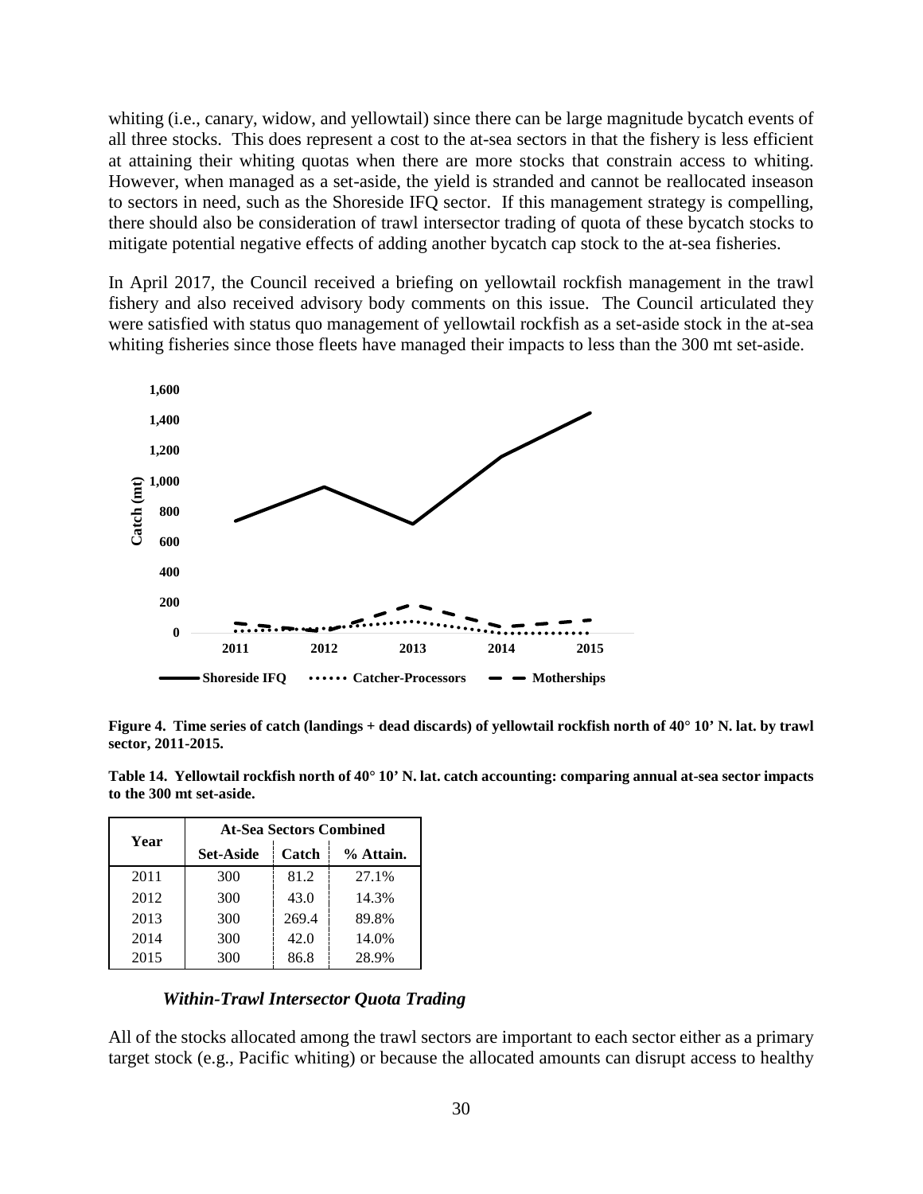whiting (i.e., canary, widow, and yellowtail) since there can be large magnitude bycatch events of all three stocks. This does represent a cost to the at-sea sectors in that the fishery is less efficient at attaining their whiting quotas when there are more stocks that constrain access to whiting. However, when managed as a set-aside, the yield is stranded and cannot be reallocated inseason to sectors in need, such as the Shoreside IFQ sector. If this management strategy is compelling, there should also be consideration of trawl intersector trading of quota of these bycatch stocks to mitigate potential negative effects of adding another bycatch cap stock to the at-sea fisheries.

In April 2017, the Council received a briefing on yellowtail rockfish management in the trawl fishery and also received advisory body comments on this issue. The Council articulated they were satisfied with status quo management of yellowtail rockfish as a set-aside stock in the at-sea whiting fisheries since those fleets have managed their impacts to less than the 300 mt set-aside.

**Figure 4. Time series of catch (landings + dead discards) of yellowtail rockfish north of 40° 10' N. lat. by trawl sector, 2011-2015.**

**Table 14. Yellowtail rockfish north of 40° 10' N. lat. catch accounting: comparing annual at-sea sector impacts to the 300 mt set-aside.**

| Year | At-Sea Sectors Combined | | |
|---|---|---|---|
| | Set-Aside | Catch | % Attain. |
| 2011 | 300 | 81.2 | 27.1% |
| 2012 | 300 | 43.0 | 14.3% |
| 2013 | 300 | 269.4 | 89.8% |
| 2014 | 300 | 42.0 | 14.0% |
| 2015 | 300 | 86.8 | 28.9% |

### *Within-Trawl Intersector Quota Trading*

All of the stocks allocated among the trawl sectors are important to each sector either as a primary target stock (e.g., Pacific whiting) or because the allocated amounts can disrupt access to healthy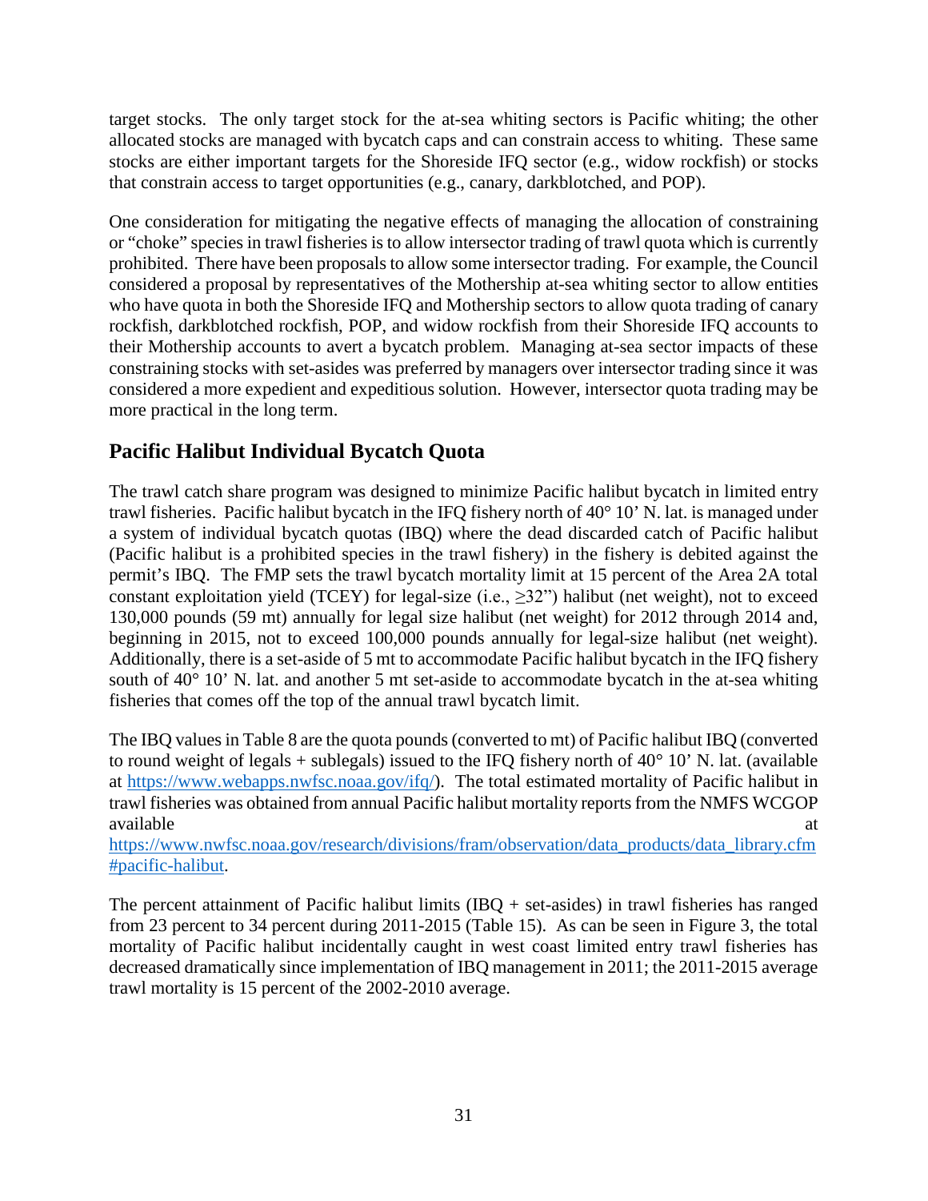target stocks. The only target stock for the at-sea whiting sectors is Pacific whiting; the other allocated stocks are managed with bycatch caps and can constrain access to whiting. These same stocks are either important targets for the Shoreside IFQ sector (e.g., widow rockfish) or stocks that constrain access to target opportunities (e.g., canary, darkblotched, and POP).

One consideration for mitigating the negative effects of managing the allocation of constraining or "choke" species in trawl fisheries is to allow intersector trading of trawl quota which is currently prohibited. There have been proposals to allow some intersector trading. For example, the Council considered a proposal by representatives of the Mothership at-sea whiting sector to allow entities who have quota in both the Shoreside IFQ and Mothership sectors to allow quota trading of canary rockfish, darkblotched rockfish, POP, and widow rockfish from their Shoreside IFQ accounts to their Mothership accounts to avert a bycatch problem. Managing at-sea sector impacts of these constraining stocks with set-asides was preferred by managers over intersector trading since it was considered a more expedient and expeditious solution. However, intersector quota trading may be more practical in the long term.

## Pacific Halibut Individual Bycatch Quota

The trawl catch share program was designed to minimize Pacific halibut bycatch in limited entry trawl fisheries. Pacific halibut bycatch in the IFQ fishery north of 40° 10' N. lat. is managed under a system of individual bycatch quotas (IBQ) where the dead discarded catch of Pacific halibut (Pacific halibut is a prohibited species in the trawl fishery) in the fishery is debited against the permit's IBQ. The FMP sets the trawl bycatch mortality limit at 15 percent of the Area 2A total constant exploitation yield (TCEY) for legal-size (i.e., ≥32") halibut (net weight), not to exceed 130,000 pounds (59 mt) annually for legal size halibut (net weight) for 2012 through 2014 and, beginning in 2015, not to exceed 100,000 pounds annually for legal-size halibut (net weight). Additionally, there is a set-aside of 5 mt to accommodate Pacific halibut bycatch in the IFQ fishery south of 40° 10' N. lat. and another 5 mt set-aside to accommodate bycatch in the at-sea whiting fisheries that comes off the top of the annual trawl bycatch limit.

The IBQ values in Table 8 are the quota pounds (converted to mt) of Pacific halibut IBQ (converted to round weight of legals + sublegals) issued to the IFQ fishery north of 40° 10' N. lat. (available at https://www.webapps.nwfsc.noaa.gov/ifq/). The total estimated mortality of Pacific halibut in trawl fisheries was obtained from annual Pacific halibut mortality reports from the NMFS WCGOP available at https://www.nwfsc.noaa.gov/research/divisions/fram/observation/data_products/data_library.cfm#pacific-halibut.

The percent attainment of Pacific halibut limits (IBQ + set-asides) in trawl fisheries has ranged from 23 percent to 34 percent during 2011-2015 (Table 15). As can be seen in Figure 3, the total mortality of Pacific halibut incidentally caught in west coast limited entry trawl fisheries has decreased dramatically since implementation of IBQ management in 2011; the 2011-2015 average trawl mortality is 15 percent of the 2002-2010 average.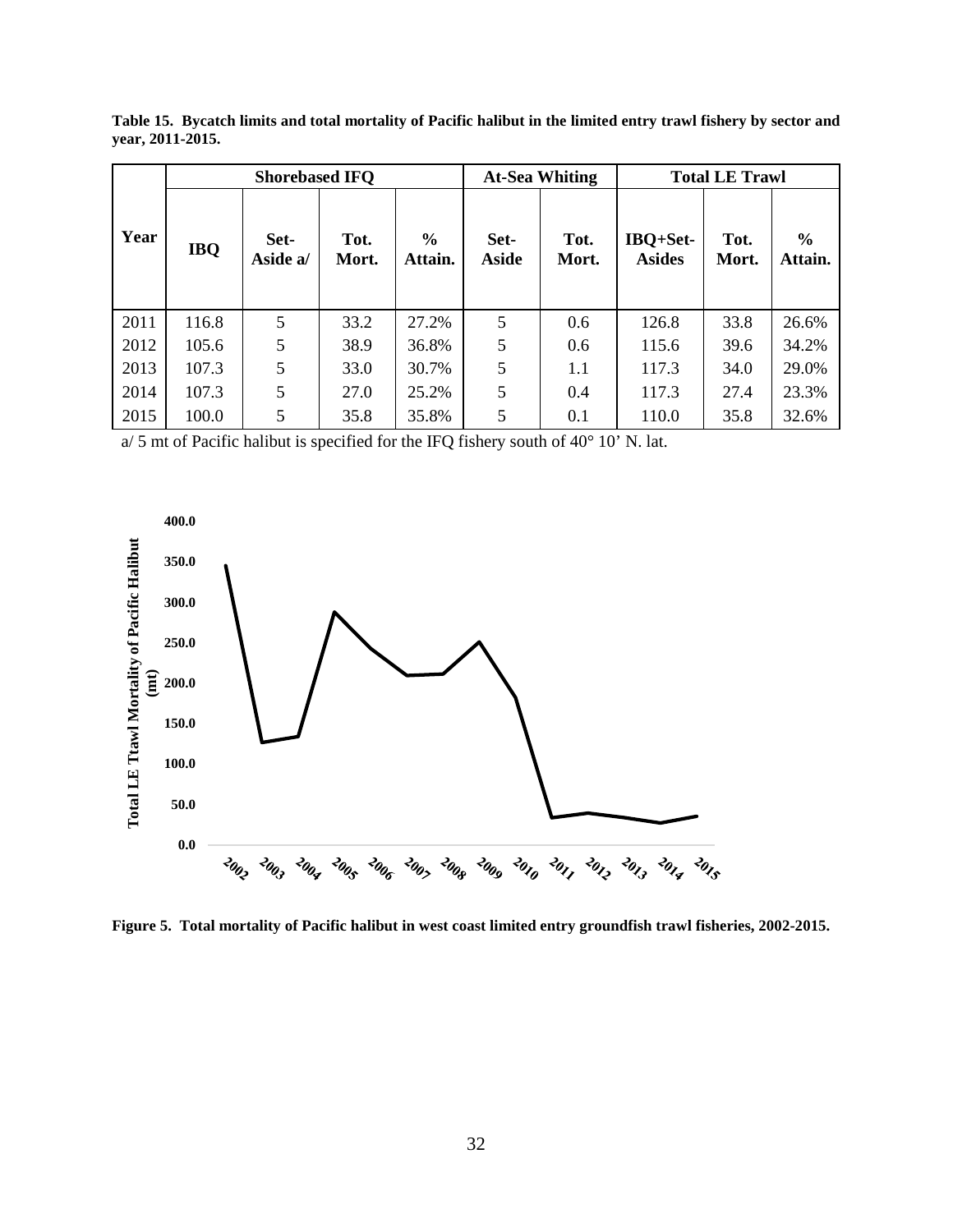**Table 15. Bycatch limits and total mortality of Pacific halibut in the limited entry trawl fishery by sector and year, 2011-2015.**

| Year | Shorebased IFQ | | | | At-Sea Whiting | | Total LE Trawl | | |
|---|---|---|---|---|---|---|---|---|---|
| | IBQ | Set-Aside a/ | Tot. Mort. | % Attain. | Set-Aside | Tot. Mort. | IBQ+Set-Asides | Tot. Mort. | % Attain. |
| 2011 | 116.8 | 5 | 33.2 | 27.2% | 5 | 0.6 | 126.8 | 33.8 | 26.6% |
| 2012 | 105.6 | 5 | 38.9 | 36.8% | 5 | 0.6 | 115.6 | 39.6 | 34.2% |
| 2013 | 107.3 | 5 | 33.0 | 30.7% | 5 | 1.1 | 117.3 | 34.0 | 29.0% |
| 2014 | 107.3 | 5 | 27.0 | 25.2% | 5 | 0.4 | 117.3 | 27.4 | 23.3% |
| 2015 | 100.0 | 5 | 35.8 | 35.8% | 5 | 0.1 | 110.0 | 35.8 | 32.6% |

a/ 5 mt of Pacific halibut is specified for the IFQ fishery south of 40° 10' N. lat.

**Figure 5. Total mortality of Pacific halibut in west coast limited entry groundfish trawl fisheries, 2002-2015.**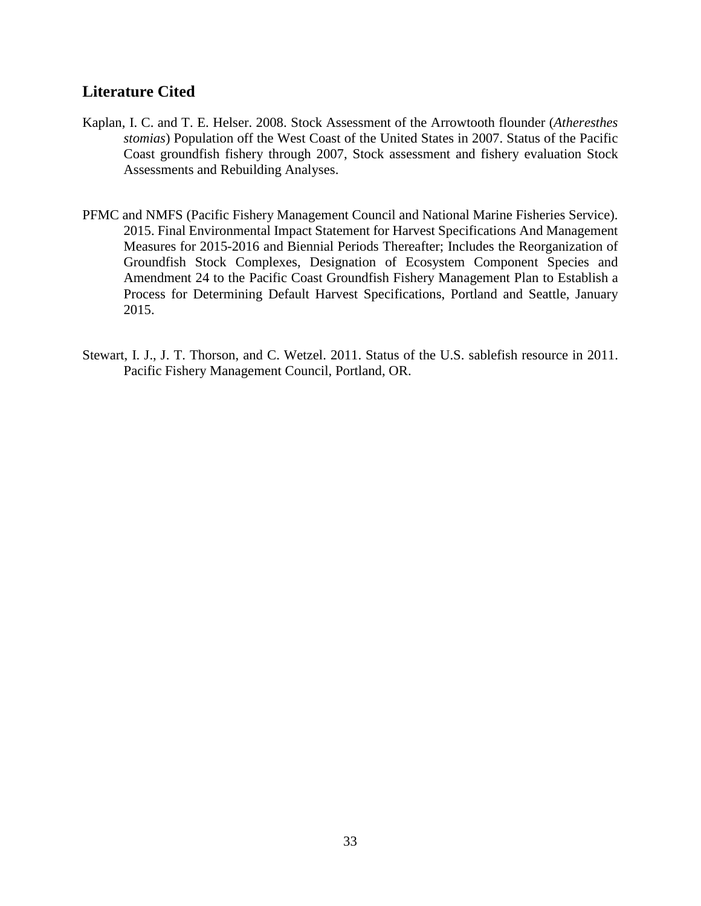## Literature Cited

Kaplan, I. C. and T. E. Helser. 2008. Stock Assessment of the Arrowtooth flounder (*Atheresthes stomias*) Population off the West Coast of the United States in 2007. Status of the Pacific Coast groundfish fishery through 2007, Stock assessment and fishery evaluation Stock Assessments and Rebuilding Analyses.

PFMC and NMFS (Pacific Fishery Management Council and National Marine Fisheries Service). 2015. Final Environmental Impact Statement for Harvest Specifications And Management Measures for 2015-2016 and Biennial Periods Thereafter; Includes the Reorganization of Groundfish Stock Complexes, Designation of Ecosystem Component Species and Amendment 24 to the Pacific Coast Groundfish Fishery Management Plan to Establish a Process for Determining Default Harvest Specifications, Portland and Seattle, January 2015.

Stewart, I. J., J. T. Thorson, and C. Wetzel. 2011. Status of the U.S. sablefish resource in 2011. Pacific Fishery Management Council, Portland, OR.